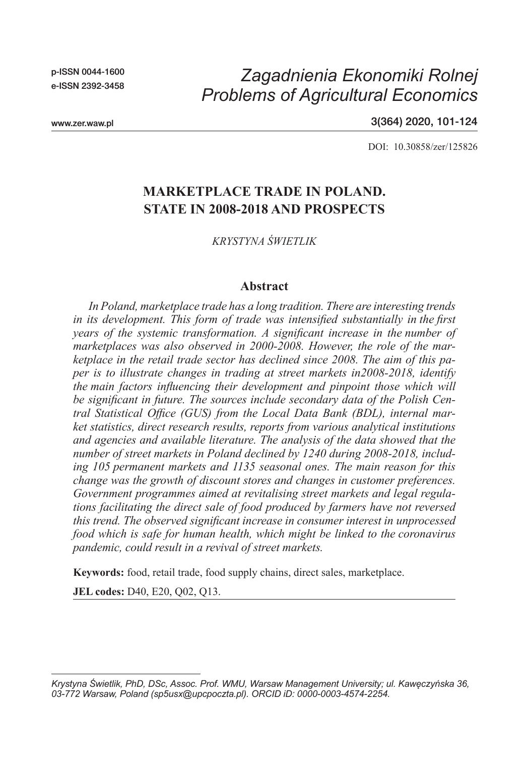# MARKETPLACE TRADE IN POLAND. STATE IN 2008-2018 AND PROSPECTS

*KRYSTYNA ŚWIETLIK*

## Abstract

*In Poland, marketplace trade has a long tradition. There are interesting trends in its development. This form of trade was intensified substantially in the first years of the systemic transformation. A significant increase in the number of marketplaces was also observed in 2000-2008. However, the role of the marketplace in the retail trade sector has declined since 2008. The aim of this paper is to illustrate changes in trading at street markets in2008-2018, identify the main factors influencing their development and pinpoint those which will be significant in future. The sources include secondary data of the Polish Central Statistical Office (GUS) from the Local Data Bank (BDL), internal market statistics, direct research results, reports from various analytical institutions and agencies and available literature. The analysis of the data showed that the number of street markets in Poland declined by 1240 during 2008-2018, including 105 permanent markets and 1135 seasonal ones. The main reason for this change was the growth of discount stores and changes in customer preferences. Government programmes aimed at revitalising street markets and legal regulations facilitating the direct sale of food produced by farmers have not reversed this trend. The observed significant increase in consumer interest in unprocessed food which is safe for human health, which might be linked to the coronavirus pandemic, could result in a revival of street markets.*

**Keywords:** food, retail trade, food supply chains, direct sales, marketplace.

**JEL codes:** D40, E20, Q02, Q13.

---

*Krystyna Świetlik, PhD, DSc, Assoc. Prof. WMU, Warsaw Management University; ul. Kawęczyńska 36, 03-772 Warsaw, Poland (sp5usx@upcpoczta.pl). ORCID iD: 0000-0003-4574-2254.*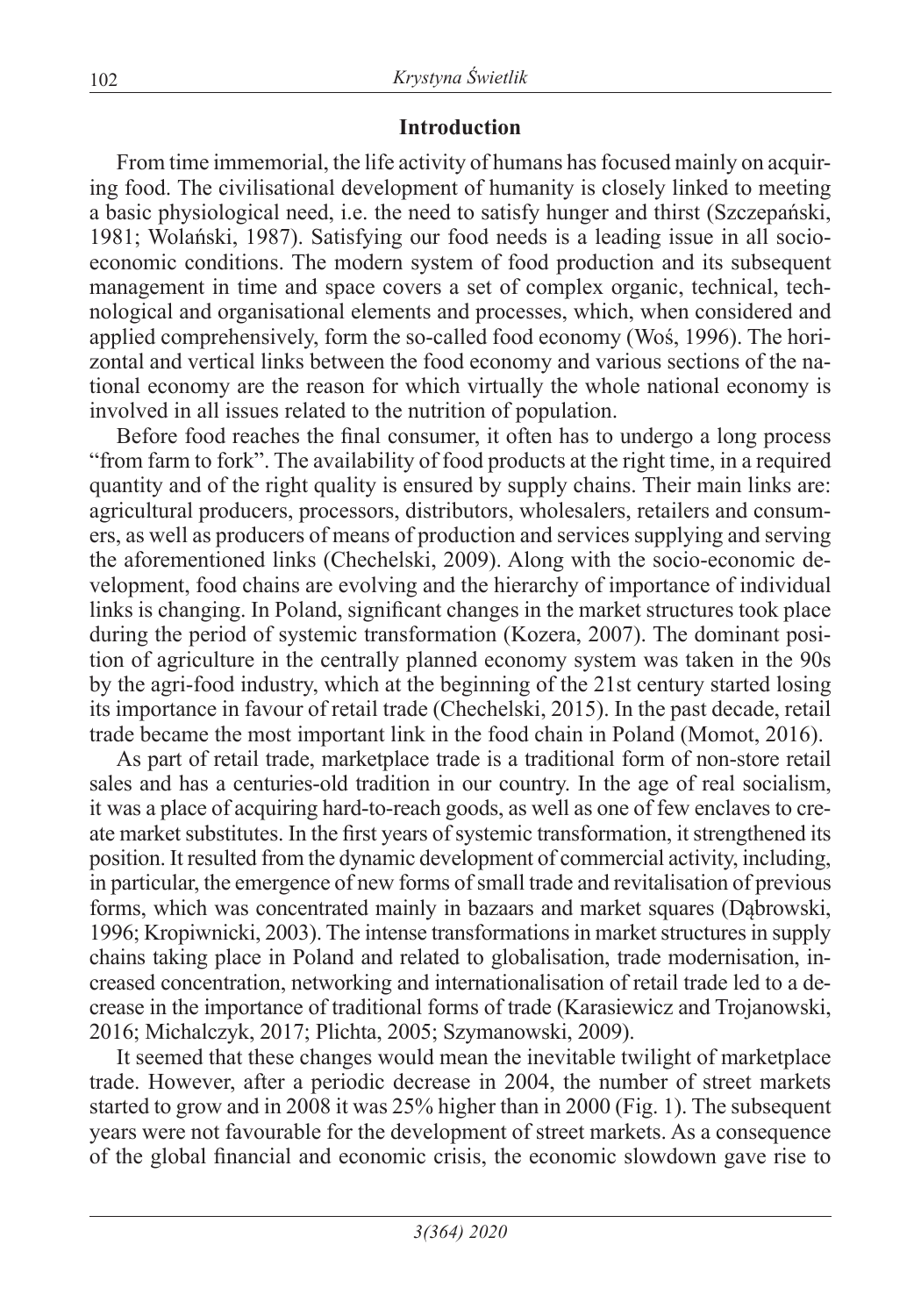## Introduction

From time immemorial, the life activity of humans has focused mainly on acquiring food. The civilisational development of humanity is closely linked to meeting a basic physiological need, i.e. the need to satisfy hunger and thirst (Szczepański, 1981; Wolański, 1987). Satisfying our food needs is a leading issue in all socio-economic conditions. The modern system of food production and its subsequent management in time and space covers a set of complex organic, technical, technological and organisational elements and processes, which, when considered and applied comprehensively, form the so-called food economy (Woś, 1996). The horizontal and vertical links between the food economy and various sections of the national economy are the reason for which virtually the whole national economy is involved in all issues related to the nutrition of population.

Before food reaches the final consumer, it often has to undergo a long process "from farm to fork". The availability of food products at the right time, in a required quantity and of the right quality is ensured by supply chains. Their main links are: agricultural producers, processors, distributors, wholesalers, retailers and consumers, as well as producers of means of production and services supplying and serving the aforementioned links (Chechelski, 2009). Along with the socio-economic development, food chains are evolving and the hierarchy of importance of individual links is changing. In Poland, significant changes in the market structures took place during the period of systemic transformation (Kozera, 2007). The dominant position of agriculture in the centrally planned economy system was taken in the 90s by the agri-food industry, which at the beginning of the 21st century started losing its importance in favour of retail trade (Chechelski, 2015). In the past decade, retail trade became the most important link in the food chain in Poland (Momot, 2016).

As part of retail trade, marketplace trade is a traditional form of non-store retail sales and has a centuries-old tradition in our country. In the age of real socialism, it was a place of acquiring hard-to-reach goods, as well as one of few enclaves to create market substitutes. In the first years of systemic transformation, it strengthened its position. It resulted from the dynamic development of commercial activity, including, in particular, the emergence of new forms of small trade and revitalisation of previous forms, which was concentrated mainly in bazaars and market squares (Dąbrowski, 1996; Kropiwnicki, 2003). The intense transformations in market structures in supply chains taking place in Poland and related to globalisation, trade modernisation, increased concentration, networking and internationalisation of retail trade led to a decrease in the importance of traditional forms of trade (Karasiewicz and Trojanowski, 2016; Michalczyk, 2017; Plichta, 2005; Szymanowski, 2009).

It seemed that these changes would mean the inevitable twilight of marketplace trade. However, after a periodic decrease in 2004, the number of street markets started to grow and in 2008 it was 25% higher than in 2000 (Fig. 1). The subsequent years were not favourable for the development of street markets. As a consequence of the global financial and economic crisis, the economic slowdown gave rise to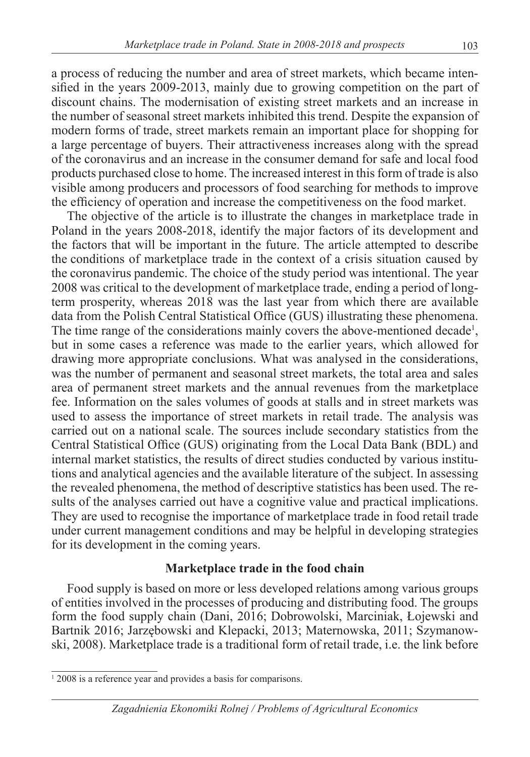a process of reducing the number and area of street markets, which became intensified in the years 2009-2013, mainly due to growing competition on the part of discount chains. The modernisation of existing street markets and an increase in the number of seasonal street markets inhibited this trend. Despite the expansion of modern forms of trade, street markets remain an important place for shopping for a large percentage of buyers. Their attractiveness increases along with the spread of the coronavirus and an increase in the consumer demand for safe and local food products purchased close to home. The increased interest in this form of trade is also visible among producers and processors of food searching for methods to improve the efficiency of operation and increase the competitiveness on the food market.

The objective of the article is to illustrate the changes in marketplace trade in Poland in the years 2008-2018, identify the major factors of its development and the factors that will be important in the future. The article attempted to describe the conditions of marketplace trade in the context of a crisis situation caused by the coronavirus pandemic. The choice of the study period was intentional. The year 2008 was critical to the development of marketplace trade, ending a period of long-term prosperity, whereas 2018 was the last year from which there are available data from the Polish Central Statistical Office (GUS) illustrating these phenomena. The time range of the considerations mainly covers the above-mentioned decade[1], but in some cases a reference was made to the earlier years, which allowed for drawing more appropriate conclusions. What was analysed in the considerations, was the number of permanent and seasonal street markets, the total area and sales area of permanent street markets and the annual revenues from the marketplace fee. Information on the sales volumes of goods at stalls and in street markets was used to assess the importance of street markets in retail trade. The analysis was carried out on a national scale. The sources include secondary statistics from the Central Statistical Office (GUS) originating from the Local Data Bank (BDL) and internal market statistics, the results of direct studies conducted by various institutions and analytical agencies and the available literature of the subject. In assessing the revealed phenomena, the method of descriptive statistics has been used. The results of the analyses carried out have a cognitive value and practical implications. They are used to recognise the importance of marketplace trade in food retail trade under current management conditions and may be helpful in developing strategies for its development in the coming years.

## Marketplace trade in the food chain

Food supply is based on more or less developed relations among various groups of entities involved in the processes of producing and distributing food. The groups form the food supply chain (Dani, 2016; Dobrowolski, Marciniak, Łojewski and Bartnik 2016; Jarzębowski and Klepacki, 2013; Maternowska, 2011; Szymanowski, 2008). Marketplace trade is a traditional form of retail trade, i.e. the link before

[1] 2008 is a reference year and provides a basis for comparisons.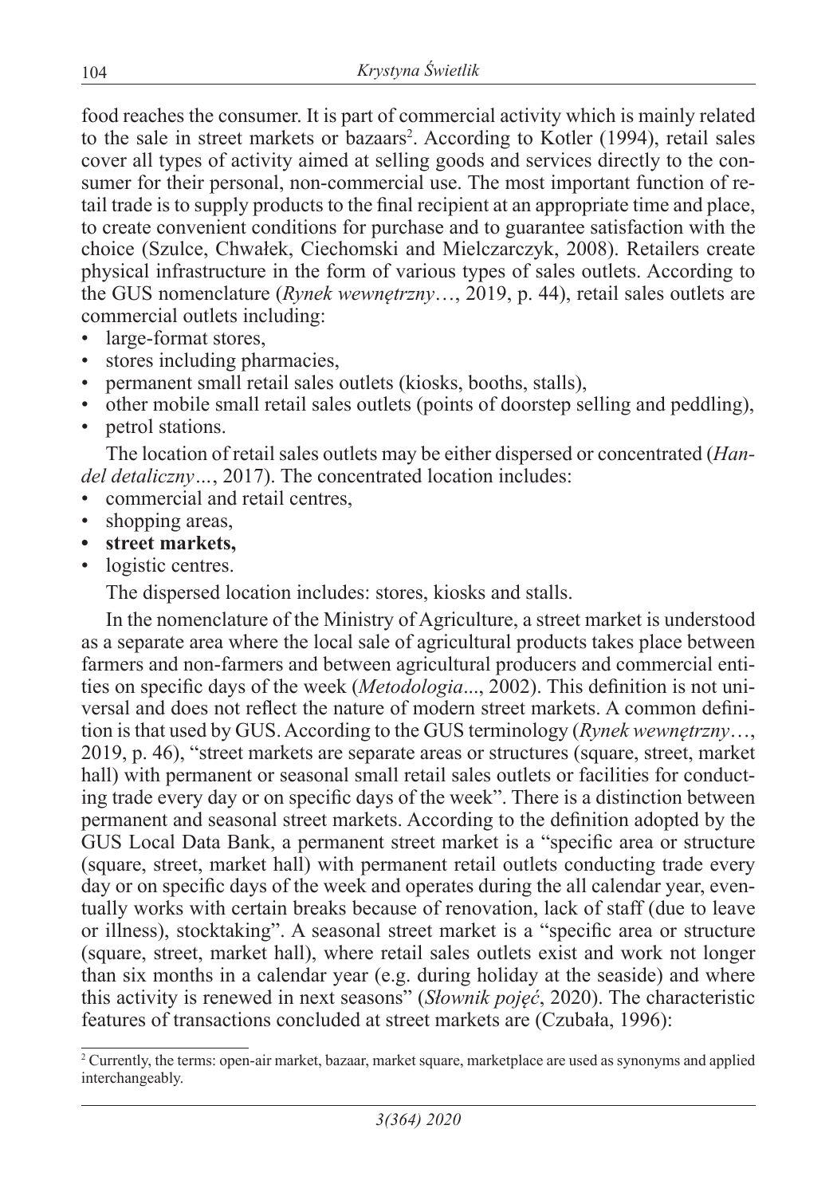food reaches the consumer. It is part of commercial activity which is mainly related to the sale in street markets or bazaars[2]. According to Kotler (1994), retail sales cover all types of activity aimed at selling goods and services directly to the consumer for their personal, non-commercial use. The most important function of retail trade is to supply products to the final recipient at an appropriate time and place, to create convenient conditions for purchase and to guarantee satisfaction with the choice (Szulce, Chwałek, Ciechomski and Mielczarczyk, 2008). Retailers create physical infrastructure in the form of various types of sales outlets. According to the GUS nomenclature (*Rynek wewnętrzny*…, 2019, p. 44), retail sales outlets are commercial outlets including:

- large-format stores,
- stores including pharmacies,
- permanent small retail sales outlets (kiosks, booths, stalls),
- other mobile small retail sales outlets (points of doorstep selling and peddling),
- petrol stations.

The location of retail sales outlets may be either dispersed or concentrated (*Handel detaliczny…*, 2017). The concentrated location includes:

- commercial and retail centres,
- shopping areas,
- **street markets,**
- logistic centres.

The dispersed location includes: stores, kiosks and stalls.

In the nomenclature of the Ministry of Agriculture, a street market is understood as a separate area where the local sale of agricultural products takes place between farmers and non-farmers and between agricultural producers and commercial entities on specific days of the week (*Metodologia*..., 2002). This definition is not universal and does not reflect the nature of modern street markets. A common definition is that used by GUS. According to the GUS terminology (*Rynek wewnętrzny*…, 2019, p. 46), "street markets are separate areas or structures (square, street, market hall) with permanent or seasonal small retail sales outlets or facilities for conducting trade every day or on specific days of the week". There is a distinction between permanent and seasonal street markets. According to the definition adopted by the GUS Local Data Bank, a permanent street market is a "specific area or structure (square, street, market hall) with permanent retail outlets conducting trade every day or on specific days of the week and operates during the all calendar year, eventually works with certain breaks because of renovation, lack of staff (due to leave or illness), stocktaking". A seasonal street market is a "specific area or structure (square, street, market hall), where retail sales outlets exist and work not longer than six months in a calendar year (e.g. during holiday at the seaside) and where this activity is renewed in next seasons" (*Słownik pojęć*, 2020). The characteristic features of transactions concluded at street markets are (Czubała, 1996):

[2] Currently, the terms: open-air market, bazaar, market square, marketplace are used as synonyms and applied interchangeably.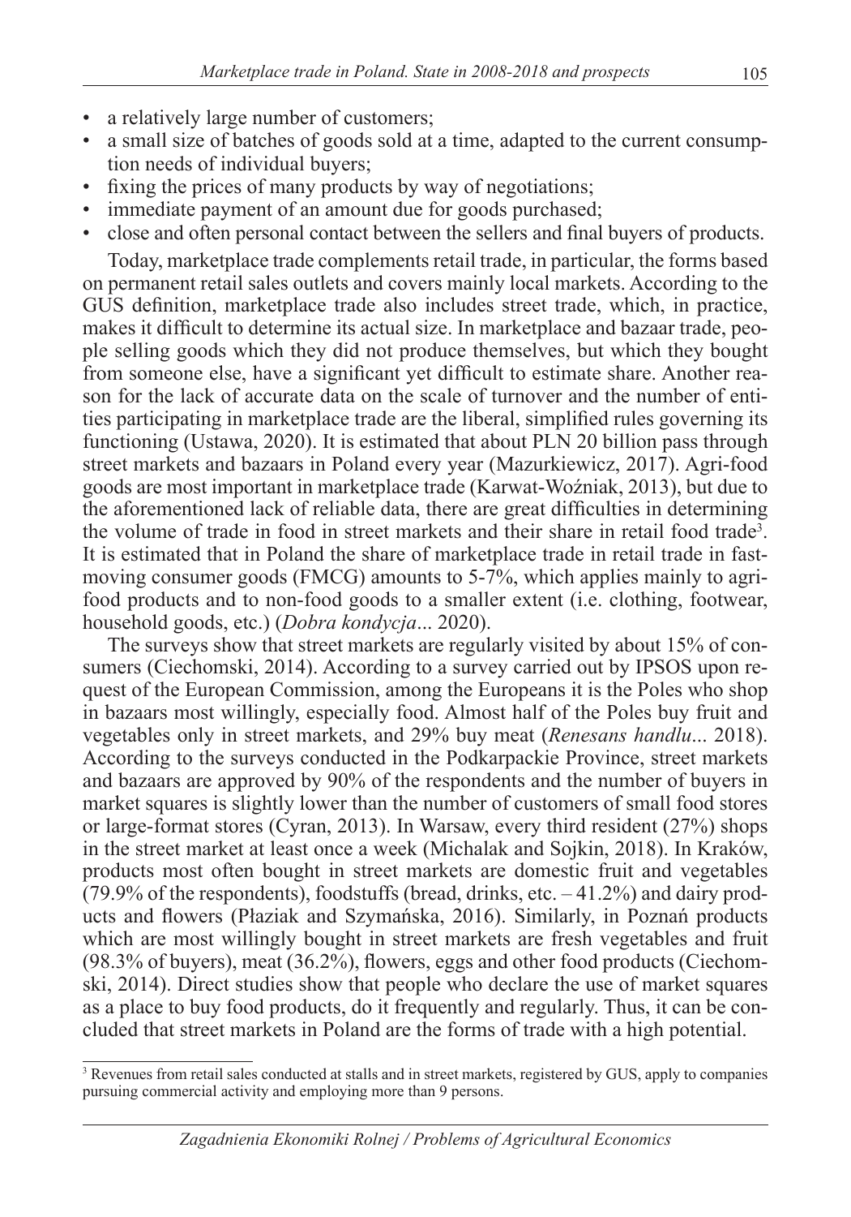- a relatively large number of customers;
- a small size of batches of goods sold at a time, adapted to the current consumption needs of individual buyers;
- fixing the prices of many products by way of negotiations;
- immediate payment of an amount due for goods purchased;
- close and often personal contact between the sellers and final buyers of products.

Today, marketplace trade complements retail trade, in particular, the forms based on permanent retail sales outlets and covers mainly local markets. According to the GUS definition, marketplace trade also includes street trade, which, in practice, makes it difficult to determine its actual size. In marketplace and bazaar trade, people selling goods which they did not produce themselves, but which they bought from someone else, have a significant yet difficult to estimate share. Another reason for the lack of accurate data on the scale of turnover and the number of entities participating in marketplace trade are the liberal, simplified rules governing its functioning (Ustawa, 2020). It is estimated that about PLN 20 billion pass through street markets and bazaars in Poland every year (Mazurkiewicz, 2017). Agri-food goods are most important in marketplace trade (Karwat-Woźniak, 2013), but due to the aforementioned lack of reliable data, there are great difficulties in determining the volume of trade in food in street markets and their share in retail food trade[3]. It is estimated that in Poland the share of marketplace trade in retail trade in fast-moving consumer goods (FMCG) amounts to 5-7%, which applies mainly to agri-food products and to non-food goods to a smaller extent (i.e. clothing, footwear, household goods, etc.) (*Dobra kondycja*... 2020).

The surveys show that street markets are regularly visited by about 15% of consumers (Ciechomski, 2014). According to a survey carried out by IPSOS upon request of the European Commission, among the Europeans it is the Poles who shop in bazaars most willingly, especially food. Almost half of the Poles buy fruit and vegetables only in street markets, and 29% buy meat (*Renesans handlu*... 2018). According to the surveys conducted in the Podkarpackie Province, street markets and bazaars are approved by 90% of the respondents and the number of buyers in market squares is slightly lower than the number of customers of small food stores or large-format stores (Cyran, 2013). In Warsaw, every third resident (27%) shops in the street market at least once a week (Michalak and Sojkin, 2018). In Kraków, products most often bought in street markets are domestic fruit and vegetables (79.9% of the respondents), foodstuffs (bread, drinks, etc. – 41.2%) and dairy products and flowers (Płaziak and Szymańska, 2016). Similarly, in Poznań products which are most willingly bought in street markets are fresh vegetables and fruit (98.3% of buyers), meat (36.2%), flowers, eggs and other food products (Ciechomski, 2014). Direct studies show that people who declare the use of market squares as a place to buy food products, do it frequently and regularly. Thus, it can be concluded that street markets in Poland are the forms of trade with a high potential.

[3] Revenues from retail sales conducted at stalls and in street markets, registered by GUS, apply to companies pursuing commercial activity and employing more than 9 persons.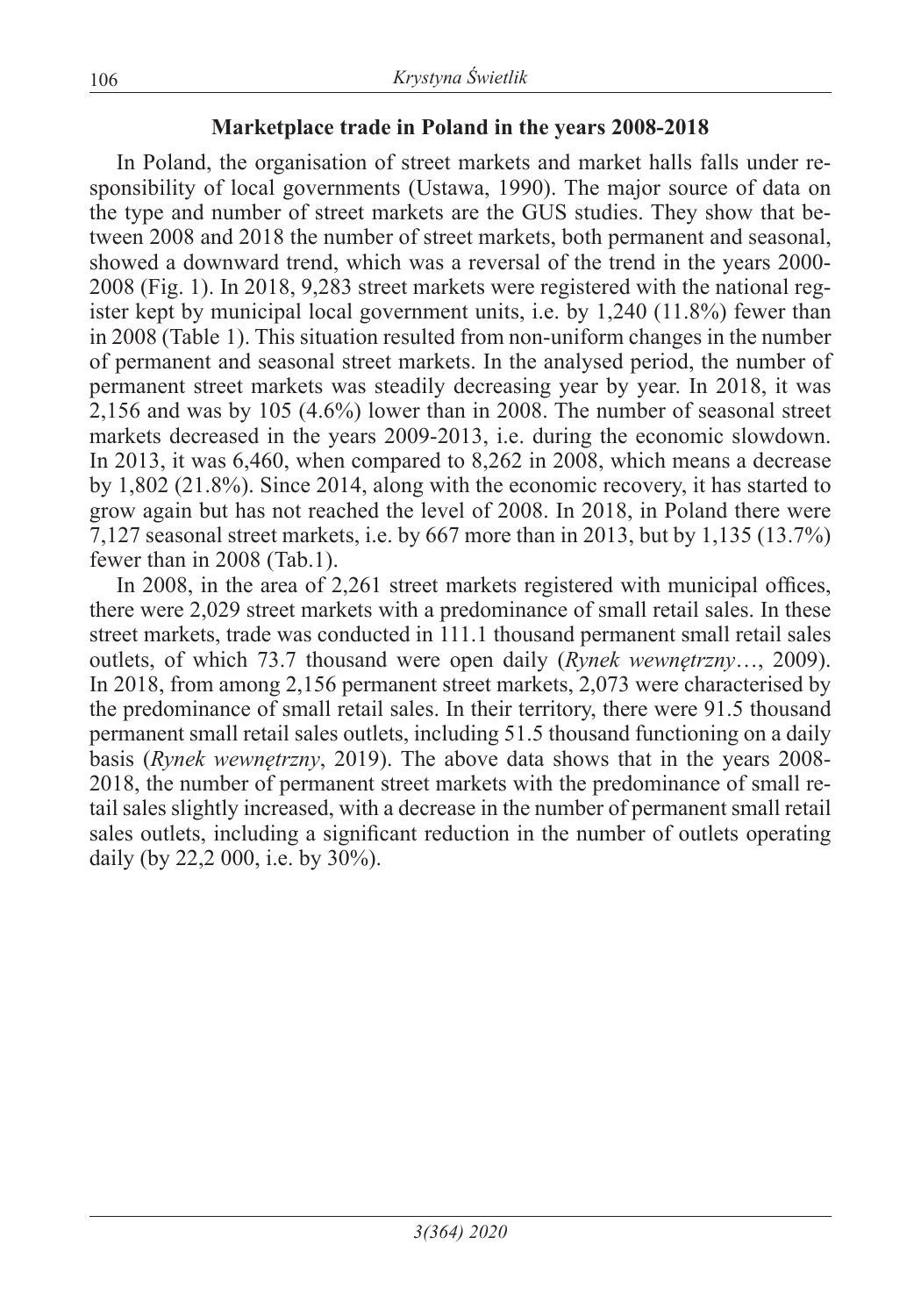### Marketplace trade in Poland in the years 2008-2018

In Poland, the organisation of street markets and market halls falls under responsibility of local governments (Ustawa, 1990). The major source of data on the type and number of street markets are the GUS studies. They show that between 2008 and 2018 the number of street markets, both permanent and seasonal, showed a downward trend, which was a reversal of the trend in the years 2000-2008 (Fig. 1). In 2018, 9,283 street markets were registered with the national register kept by municipal local government units, i.e. by 1,240 (11.8%) fewer than in 2008 (Table 1). This situation resulted from non-uniform changes in the number of permanent and seasonal street markets. In the analysed period, the number of permanent street markets was steadily decreasing year by year. In 2018, it was 2,156 and was by 105 (4.6%) lower than in 2008. The number of seasonal street markets decreased in the years 2009-2013, i.e. during the economic slowdown. In 2013, it was 6,460, when compared to 8,262 in 2008, which means a decrease by 1,802 (21.8%). Since 2014, along with the economic recovery, it has started to grow again but has not reached the level of 2008. In 2018, in Poland there were 7,127 seasonal street markets, i.e. by 667 more than in 2013, but by 1,135 (13.7%) fewer than in 2008 (Tab.1).

In 2008, in the area of 2,261 street markets registered with municipal offices, there were 2,029 street markets with a predominance of small retail sales. In these street markets, trade was conducted in 111.1 thousand permanent small retail sales outlets, of which 73.7 thousand were open daily (*Rynek wewnętrzny*…, 2009). In 2018, from among 2,156 permanent street markets, 2,073 were characterised by the predominance of small retail sales. In their territory, there were 91.5 thousand permanent small retail sales outlets, including 51.5 thousand functioning on a daily basis (*Rynek wewnętrzny*, 2019). The above data shows that in the years 2008-2018, the number of permanent street markets with the predominance of small retail sales slightly increased, with a decrease in the number of permanent small retail sales outlets, including a significant reduction in the number of outlets operating daily (by 22,2 000, i.e. by 30%).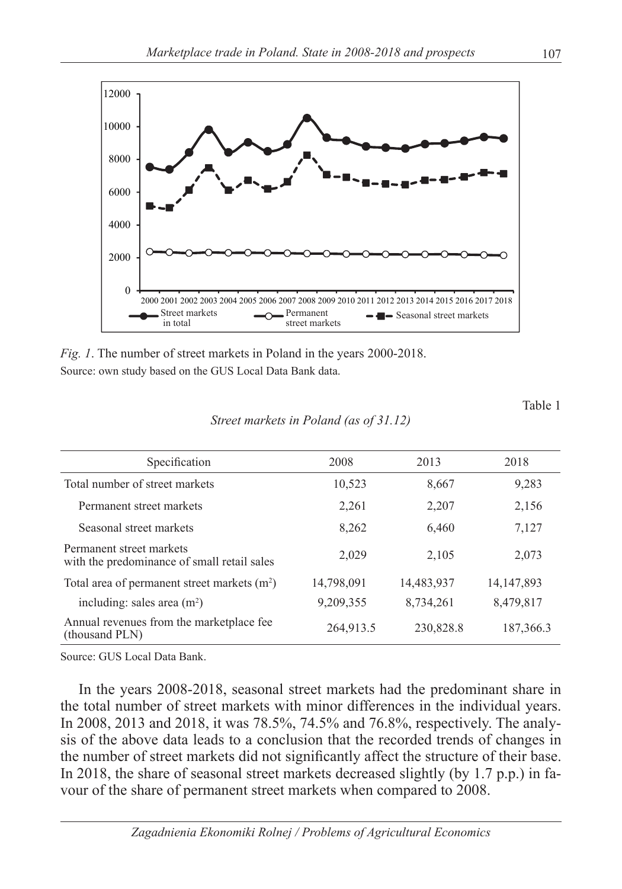*Fig. 1*. The number of street markets in Poland in the years 2000-2018.
Source: own study based on the GUS Local Data Bank data.

Table 1

*Street markets in Poland (as of 31.12)*

| Specification | 2008 | 2013 | 2018 |
|---|---|---|---|
| Total number of street markets | 10,523 | 8,667 | 9,283 |
| Permanent street markets | 2,261 | 2,207 | 2,156 |
| Seasonal street markets | 8,262 | 6,460 | 7,127 |
| Permanent street markets with the predominance of small retail sales | 2,029 | 2,105 | 2,073 |
| Total area of permanent street markets ($m^2$) | 14,798,091 | 14,483,937 | 14,147,893 |
| including: sales area ($m^2$) | 9,209,355 | 8,734,261 | 8,479,817 |
| Annual revenues from the marketplace fee (thousand PLN) | 264,913.5 | 230,828.8 | 187,366.3 |

Source: GUS Local Data Bank.

In the years 2008-2018, seasonal street markets had the predominant share in the total number of street markets with minor differences in the individual years. In 2008, 2013 and 2018, it was 78.5%, 74.5% and 76.8%, respectively. The analysis of the above data leads to a conclusion that the recorded trends of changes in the number of street markets did not significantly affect the structure of their base. In 2018, the share of seasonal street markets decreased slightly (by 1.7 p.p.) in favour of the share of permanent street markets when compared to 2008.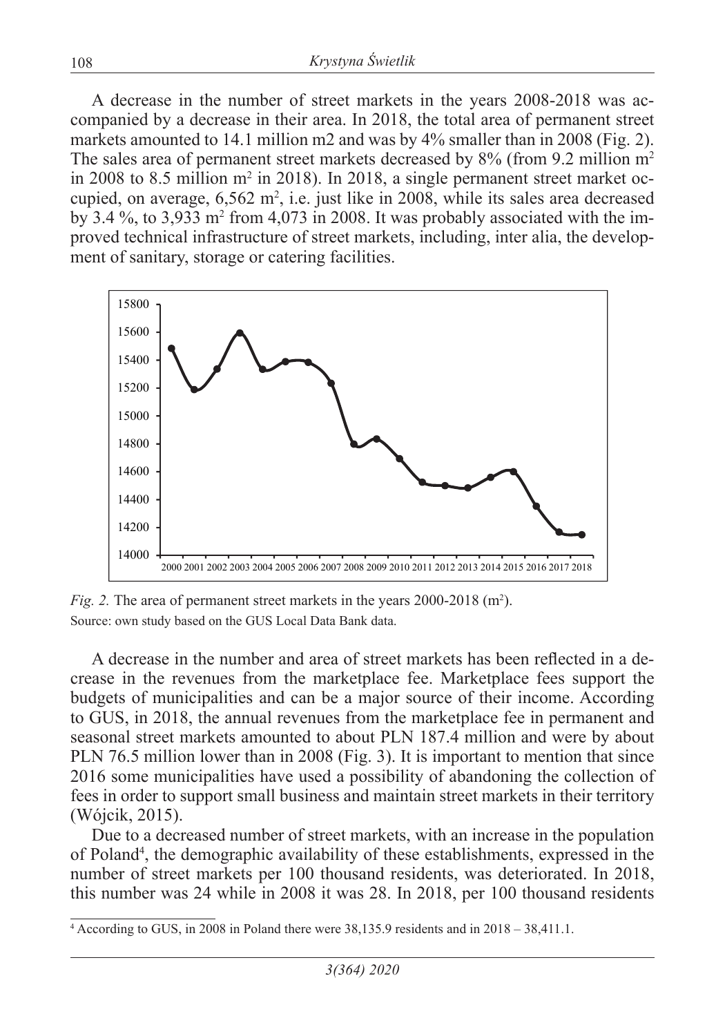A decrease in the number of street markets in the years 2008-2018 was accompanied by a decrease in their area. In 2018, the total area of permanent street markets amounted to 14.1 million m2 and was by 4% smaller than in 2008 (Fig. 2). The sales area of permanent street markets decreased by 8% (from 9.2 million $m^2$ in 2008 to 8.5 million $m^2$ in 2018). In 2018, a single permanent street market occupied, on average, 6,562 $m^2$, i.e. just like in 2008, while its sales area decreased by 3.4 %, to 3,933 $m^2$ from 4,073 in 2008. It was probably associated with the improved technical infrastructure of street markets, including, inter alia, the development of sanitary, storage or catering facilities.

*Fig. 2.* The area of permanent street markets in the years 2000-2018 ($m^2$).
Source: own study based on the GUS Local Data Bank data.

A decrease in the number and area of street markets has been reflected in a decrease in the revenues from the marketplace fee. Marketplace fees support the budgets of municipalities and can be a major source of their income. According to GUS, in 2018, the annual revenues from the marketplace fee in permanent and seasonal street markets amounted to about PLN 187.4 million and were by about PLN 76.5 million lower than in 2008 (Fig. 3). It is important to mention that since 2016 some municipalities have used a possibility of abandoning the collection of fees in order to support small business and maintain street markets in their territory (Wójcik, 2015).

Due to a decreased number of street markets, with an increase in the population of Poland[4], the demographic availability of these establishments, expressed in the number of street markets per 100 thousand residents, was deteriorated. In 2018, this number was 24 while in 2008 it was 28. In 2018, per 100 thousand residents

[4] According to GUS, in 2008 in Poland there were 38,135.9 residents and in 2018 – 38,411.1.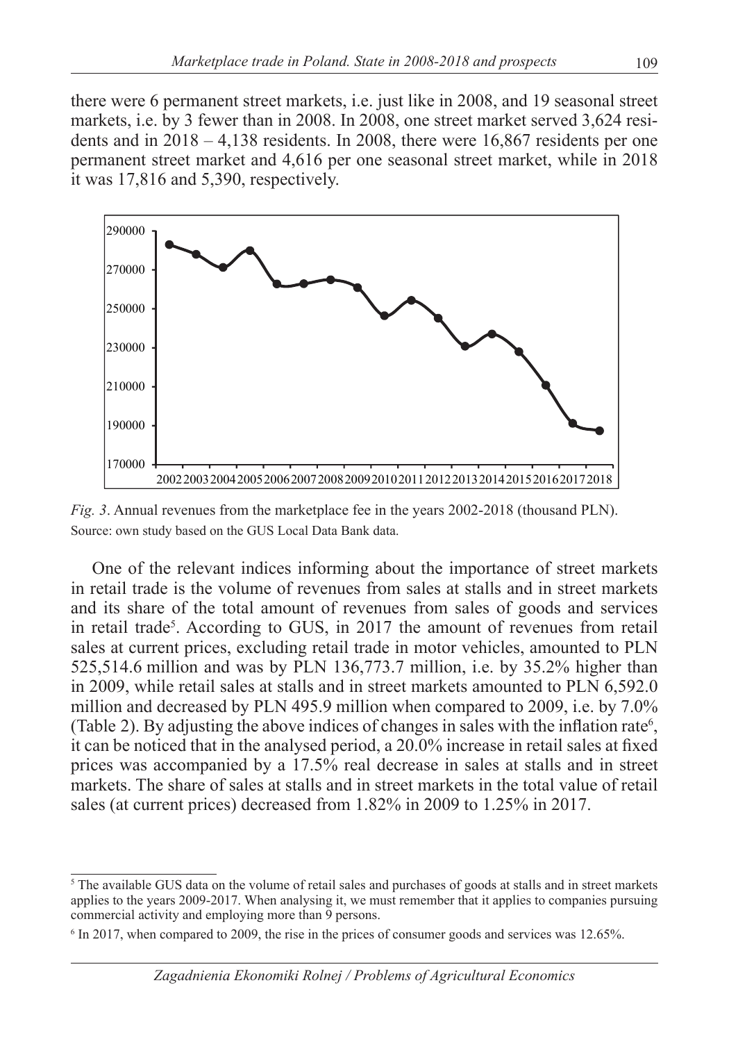there were 6 permanent street markets, i.e. just like in 2008, and 19 seasonal street markets, i.e. by 3 fewer than in 2008. In 2008, one street market served 3,624 residents and in 2018 – 4,138 residents. In 2008, there were 16,867 residents per one permanent street market and 4,616 per one seasonal street market, while in 2018 it was 17,816 and 5,390, respectively.

*Fig. 3*. Annual revenues from the marketplace fee in the years 2002-2018 (thousand PLN).
Source: own study based on the GUS Local Data Bank data.

One of the relevant indices informing about the importance of street markets in retail trade is the volume of revenues from sales at stalls and in street markets and its share of the total amount of revenues from sales of goods and services in retail trade[5]. According to GUS, in 2017 the amount of revenues from retail sales at current prices, excluding retail trade in motor vehicles, amounted to PLN 525,514.6 million and was by PLN 136,773.7 million, i.e. by 35.2% higher than in 2009, while retail sales at stalls and in street markets amounted to PLN 6,592.0 million and decreased by PLN 495.9 million when compared to 2009, i.e. by 7.0% (Table 2). By adjusting the above indices of changes in sales with the inflation rate[6], it can be noticed that in the analysed period, a 20.0% increase in retail sales at fixed prices was accompanied by a 17.5% real decrease in sales at stalls and in street markets. The share of sales at stalls and in street markets in the total value of retail sales (at current prices) decreased from 1.82% in 2009 to 1.25% in 2017.

[5] The available GUS data on the volume of retail sales and purchases of goods at stalls and in street markets applies to the years 2009-2017. When analysing it, we must remember that it applies to companies pursuing commercial activity and employing more than 9 persons.

[6] In 2017, when compared to 2009, the rise in the prices of consumer goods and services was 12.65%.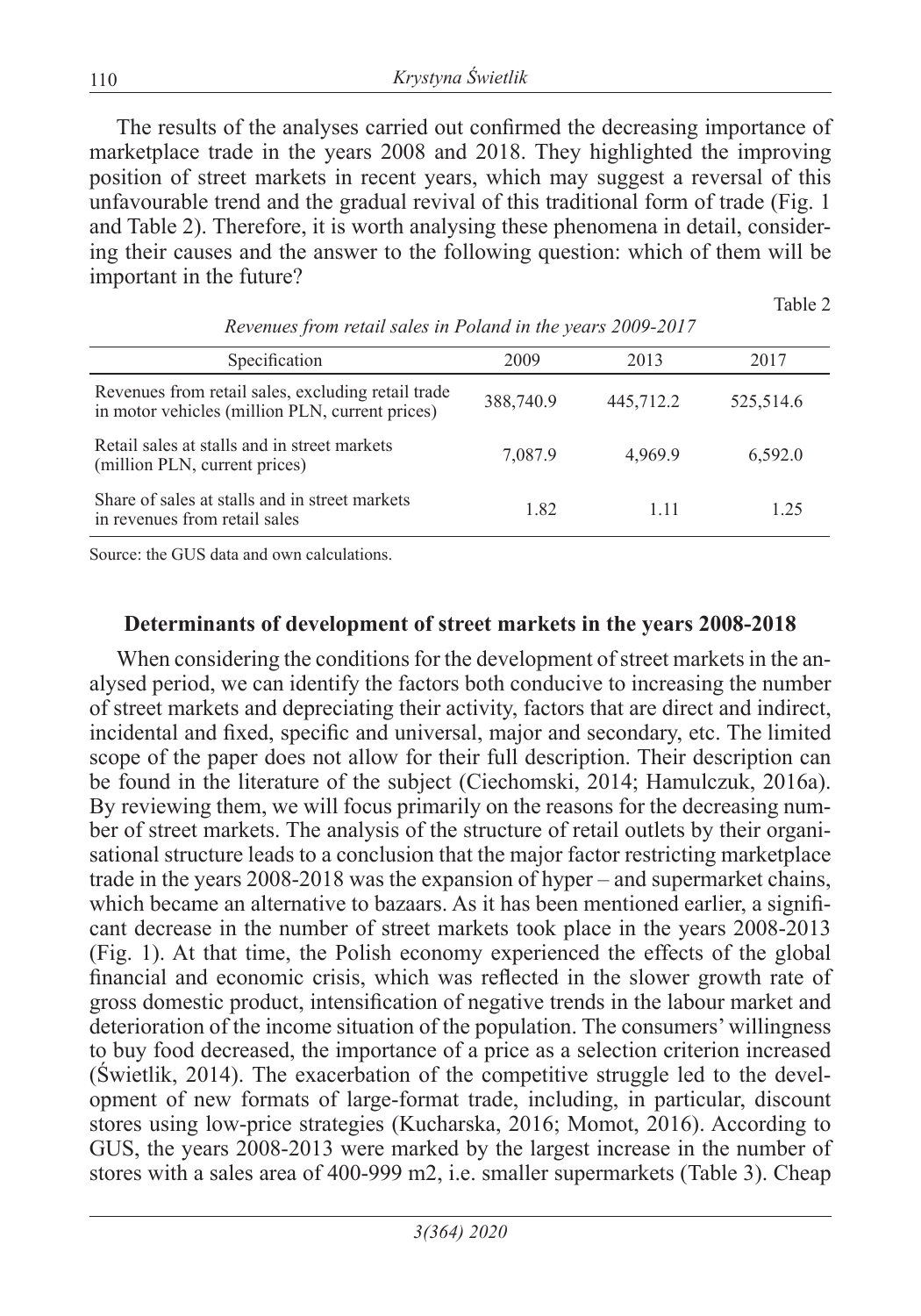The results of the analyses carried out confirmed the decreasing importance of marketplace trade in the years 2008 and 2018. They highlighted the improving position of street markets in recent years, which may suggest a reversal of this unfavourable trend and the gradual revival of this traditional form of trade (Fig. 1 and Table 2). Therefore, it is worth analysing these phenomena in detail, considering their causes and the answer to the following question: which of them will be important in the future?

Table 2

*Revenues from retail sales in Poland in the years 2009-2017*

| Specification | 2009 | 2013 | 2017 |
|---|---|---|---|
| Revenues from retail sales, excluding retail trade in motor vehicles (million PLN, current prices) | 388,740.9 | 445,712.2 | 525,514.6 |
| Retail sales at stalls and in street markets (million PLN, current prices) | 7,087.9 | 4,969.9 | 6,592.0 |
| Share of sales at stalls and in street markets in revenues from retail sales | 1.82 | 1.11 | 1.25 |

Source: the GUS data and own calculations.

## Determinants of development of street markets in the years 2008-2018

When considering the conditions for the development of street markets in the analysed period, we can identify the factors both conducive to increasing the number of street markets and depreciating their activity, factors that are direct and indirect, incidental and fixed, specific and universal, major and secondary, etc. The limited scope of the paper does not allow for their full description. Their description can be found in the literature of the subject (Ciechomski, 2014; Hamulczuk, 2016a). By reviewing them, we will focus primarily on the reasons for the decreasing number of street markets. The analysis of the structure of retail outlets by their organisational structure leads to a conclusion that the major factor restricting marketplace trade in the years 2008-2018 was the expansion of hyper – and supermarket chains, which became an alternative to bazaars. As it has been mentioned earlier, a significant decrease in the number of street markets took place in the years 2008-2013 (Fig. 1). At that time, the Polish economy experienced the effects of the global financial and economic crisis, which was reflected in the slower growth rate of gross domestic product, intensification of negative trends in the labour market and deterioration of the income situation of the population. The consumers' willingness to buy food decreased, the importance of a price as a selection criterion increased (Świetlik, 2014). The exacerbation of the competitive struggle led to the development of new formats of large-format trade, including, in particular, discount stores using low-price strategies (Kucharska, 2016; Momot, 2016). According to GUS, the years 2008-2013 were marked by the largest increase in the number of stores with a sales area of 400-999 m2, i.e. smaller supermarkets (Table 3). Cheap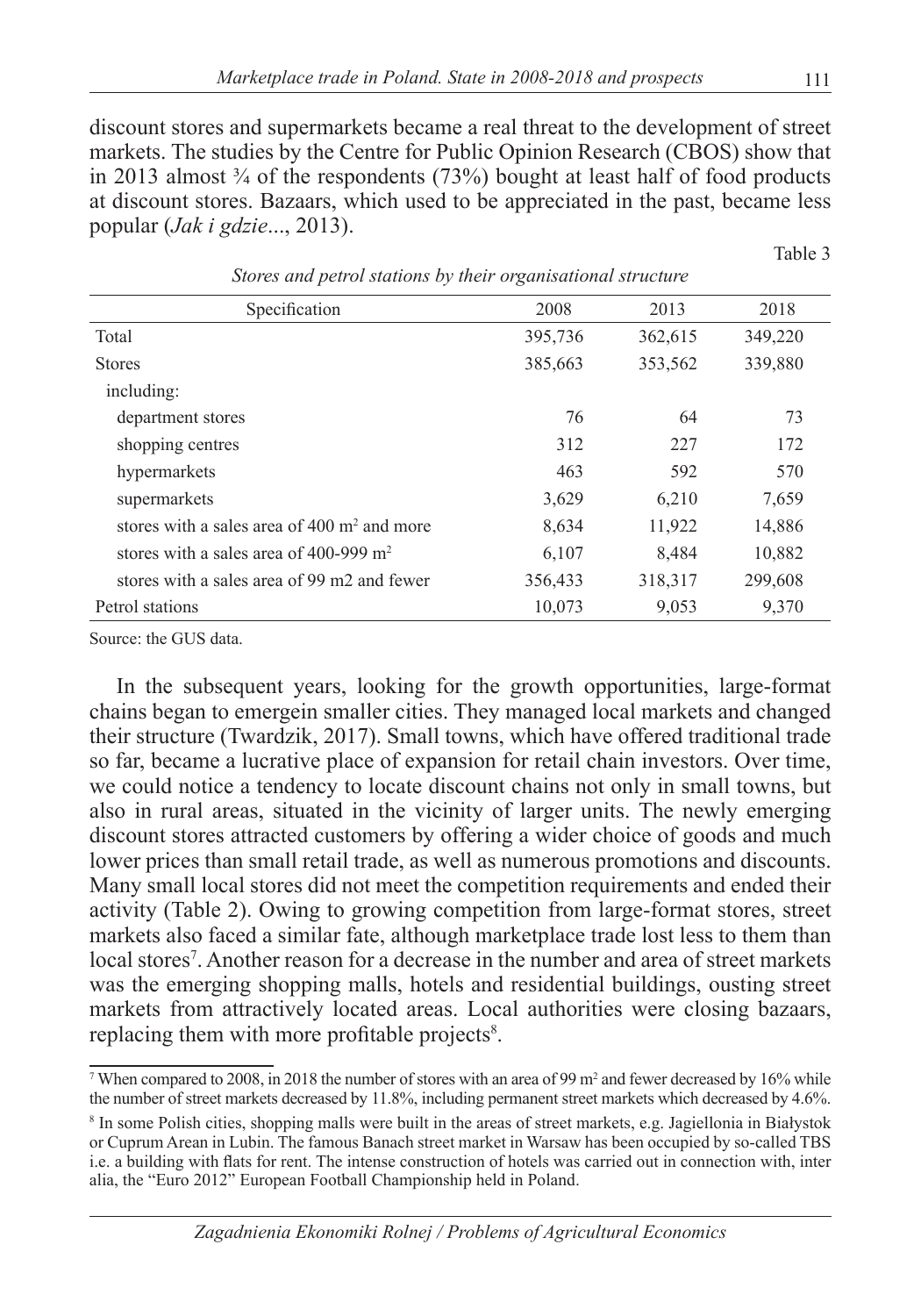discount stores and supermarkets became a real threat to the development of street markets. The studies by the Centre for Public Opinion Research (CBOS) show that in 2013 almost ¾ of the respondents (73%) bought at least half of food products at discount stores. Bazaars, which used to be appreciated in the past, became less popular (*Jak i gdzie*..., 2013).

Table 3

*Stores and petrol stations by their organisational structure*

| Specification | 2008 | 2013 | 2018 |
|---|---|---|---|
| Total | 395,736 | 362,615 | 349,220 |
| Stores | 385,663 | 353,562 | 339,880 |
| including: | | | |
| department stores | 76 | 64 | 73 |
| shopping centres | 312 | 227 | 172 |
| hypermarkets | 463 | 592 | 570 |
| supermarkets | 3,629 | 6,210 | 7,659 |
| stores with a sales area of 400 $m^2$ and more | 8,634 | 11,922 | 14,886 |
| stores with a sales area of 400-999 $m^2$ | 6,107 | 8,484 | 10,882 |
| stores with a sales area of 99 m2 and fewer | 356,433 | 318,317 | 299,608 |
| Petrol stations | 10,073 | 9,053 | 9,370 |

Source: the GUS data.

In the subsequent years, looking for the growth opportunities, large-format chains began to emergein smaller cities. They managed local markets and changed their structure (Twardzik, 2017). Small towns, which have offered traditional trade so far, became a lucrative place of expansion for retail chain investors. Over time, we could notice a tendency to locate discount chains not only in small towns, but also in rural areas, situated in the vicinity of larger units. The newly emerging discount stores attracted customers by offering a wider choice of goods and much lower prices than small retail trade, as well as numerous promotions and discounts. Many small local stores did not meet the competition requirements and ended their activity (Table 2). Owing to growing competition from large-format stores, street markets also faced a similar fate, although marketplace trade lost less to them than local stores[7]. Another reason for a decrease in the number and area of street markets was the emerging shopping malls, hotels and residential buildings, ousting street markets from attractively located areas. Local authorities were closing bazaars, replacing them with more profitable projects[8].

[7] When compared to 2008, in 2018 the number of stores with an area of 99 $m^2$ and fewer decreased by 16% while the number of street markets decreased by 11.8%, including permanent street markets which decreased by 4.6%.

[8] In some Polish cities, shopping malls were built in the areas of street markets, e.g. Jagiellonia in Białystok or Cuprum Arean in Lubin. The famous Banach street market in Warsaw has been occupied by so-called TBS i.e. a building with flats for rent. The intense construction of hotels was carried out in connection with, inter alia, the "Euro 2012" European Football Championship held in Poland.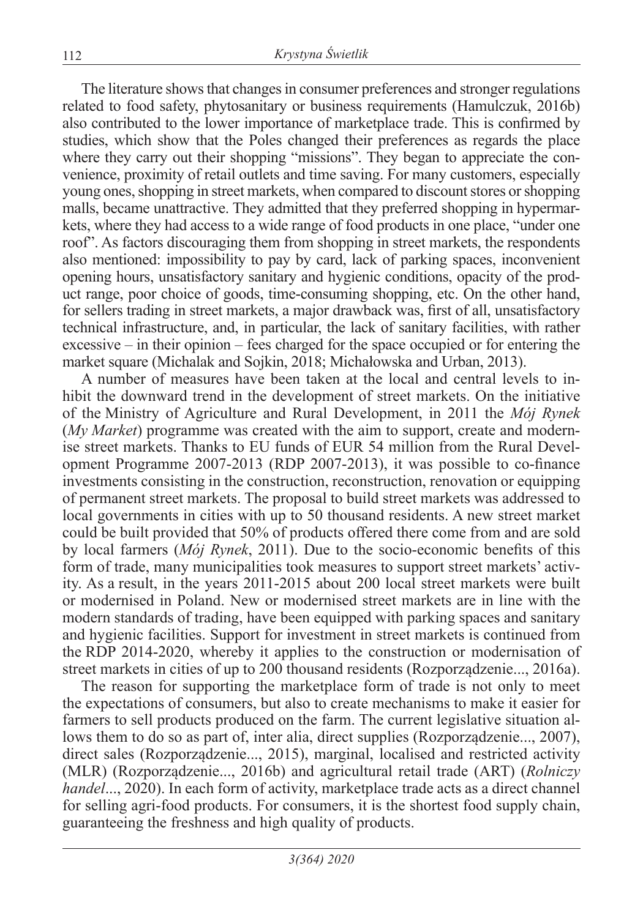The literature shows that changes in consumer preferences and stronger regulations related to food safety, phytosanitary or business requirements (Hamulczuk, 2016b) also contributed to the lower importance of marketplace trade. This is confirmed by studies, which show that the Poles changed their preferences as regards the place where they carry out their shopping "missions". They began to appreciate the convenience, proximity of retail outlets and time saving. For many customers, especially young ones, shopping in street markets, when compared to discount stores or shopping malls, became unattractive. They admitted that they preferred shopping in hypermarkets, where they had access to a wide range of food products in one place, "under one roof". As factors discouraging them from shopping in street markets, the respondents also mentioned: impossibility to pay by card, lack of parking spaces, inconvenient opening hours, unsatisfactory sanitary and hygienic conditions, opacity of the product range, poor choice of goods, time-consuming shopping, etc. On the other hand, for sellers trading in street markets, a major drawback was, first of all, unsatisfactory technical infrastructure, and, in particular, the lack of sanitary facilities, with rather excessive – in their opinion – fees charged for the space occupied or for entering the market square (Michalak and Sojkin, 2018; Michałowska and Urban, 2013).

A number of measures have been taken at the local and central levels to inhibit the downward trend in the development of street markets. On the initiative of the Ministry of Agriculture and Rural Development, in 2011 the *Mój Rynek* (*My Market*) programme was created with the aim to support, create and modernise street markets. Thanks to EU funds of EUR 54 million from the Rural Development Programme 2007-2013 (RDP 2007-2013), it was possible to co-finance investments consisting in the construction, reconstruction, renovation or equipping of permanent street markets. The proposal to build street markets was addressed to local governments in cities with up to 50 thousand residents. A new street market could be built provided that 50% of products offered there come from and are sold by local farmers (*Mój Rynek*, 2011). Due to the socio-economic benefits of this form of trade, many municipalities took measures to support street markets' activity. As a result, in the years 2011-2015 about 200 local street markets were built or modernised in Poland. New or modernised street markets are in line with the modern standards of trading, have been equipped with parking spaces and sanitary and hygienic facilities. Support for investment in street markets is continued from the RDP 2014-2020, whereby it applies to the construction or modernisation of street markets in cities of up to 200 thousand residents (Rozporządzenie..., 2016a).

The reason for supporting the marketplace form of trade is not only to meet the expectations of consumers, but also to create mechanisms to make it easier for farmers to sell products produced on the farm. The current legislative situation allows them to do so as part of, inter alia, direct supplies (Rozporządzenie..., 2007), direct sales (Rozporządzenie..., 2015), marginal, localised and restricted activity (MLR) (Rozporządzenie..., 2016b) and agricultural retail trade (ART) (*Rolniczy handel*..., 2020). In each form of activity, marketplace trade acts as a direct channel for selling agri-food products. For consumers, it is the shortest food supply chain, guaranteeing the freshness and high quality of products.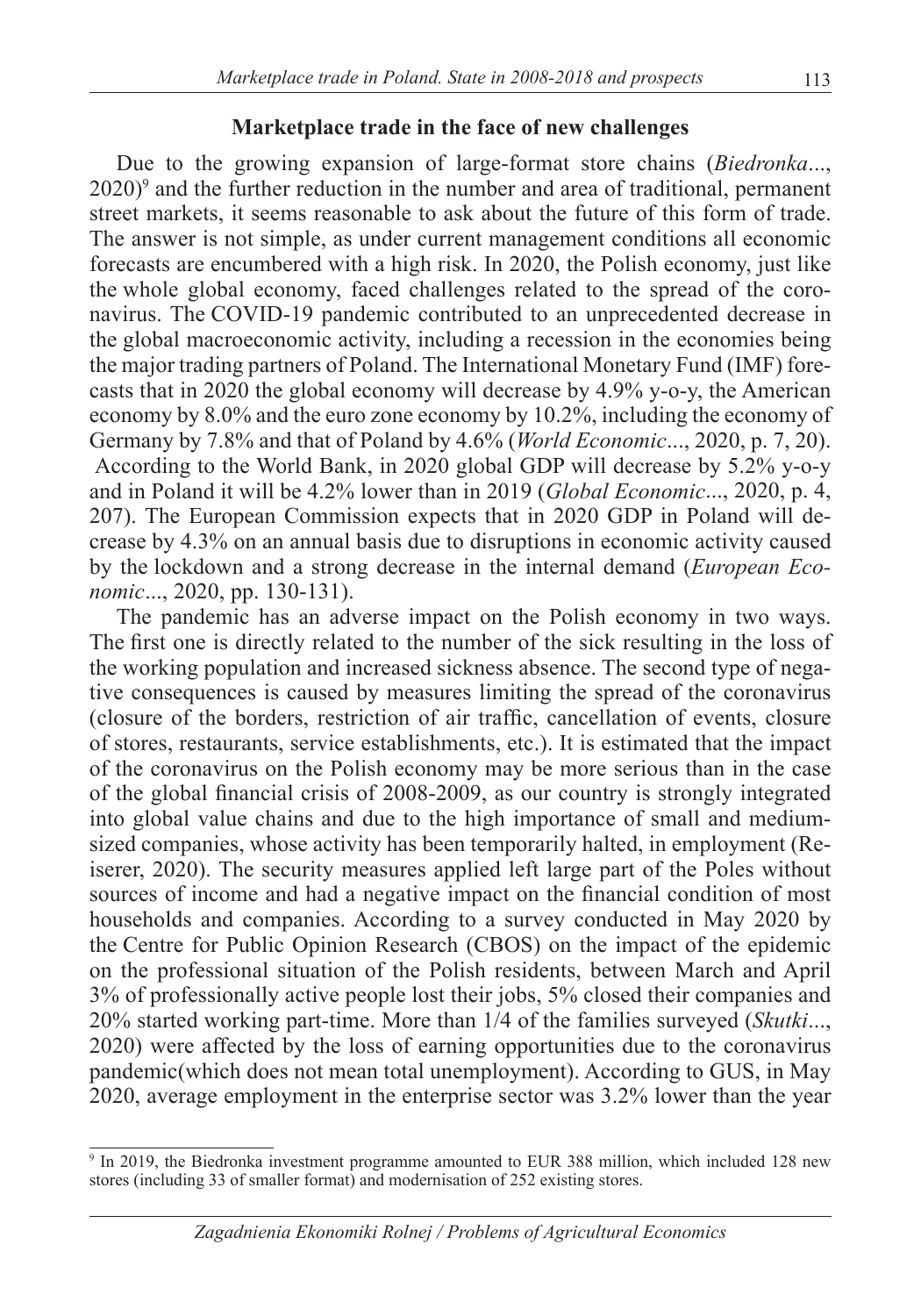### Marketplace trade in the face of new challenges

Due to the growing expansion of large-format store chains (*Biedronka*..., 2020)[9] and the further reduction in the number and area of traditional, permanent street markets, it seems reasonable to ask about the future of this form of trade. The answer is not simple, as under current management conditions all economic forecasts are encumbered with a high risk. In 2020, the Polish economy, just like the whole global economy, faced challenges related to the spread of the coronavirus. The COVID-19 pandemic contributed to an unprecedented decrease in the global macroeconomic activity, including a recession in the economies being the major trading partners of Poland. The International Monetary Fund (IMF) forecasts that in 2020 the global economy will decrease by 4.9% y-o-y, the American economy by 8.0% and the euro zone economy by 10.2%, including the economy of Germany by 7.8% and that of Poland by 4.6% (*World Economic*..., 2020, p. 7, 20). According to the World Bank, in 2020 global GDP will decrease by 5.2% y-o-y and in Poland it will be 4.2% lower than in 2019 (*Global Economic*..., 2020, p. 4, 207). The European Commission expects that in 2020 GDP in Poland will decrease by 4.3% on an annual basis due to disruptions in economic activity caused by the lockdown and a strong decrease in the internal demand (*European Economic*..., 2020, pp. 130-131).

The pandemic has an adverse impact on the Polish economy in two ways. The first one is directly related to the number of the sick resulting in the loss of the working population and increased sickness absence. The second type of negative consequences is caused by measures limiting the spread of the coronavirus (closure of the borders, restriction of air traffic, cancellation of events, closure of stores, restaurants, service establishments, etc.). It is estimated that the impact of the coronavirus on the Polish economy may be more serious than in the case of the global financial crisis of 2008-2009, as our country is strongly integrated into global value chains and due to the high importance of small and medium-sized companies, whose activity has been temporarily halted, in employment (Reiserer, 2020). The security measures applied left large part of the Poles without sources of income and had a negative impact on the financial condition of most households and companies. According to a survey conducted in May 2020 by the Centre for Public Opinion Research (CBOS) on the impact of the epidemic on the professional situation of the Polish residents, between March and April 3% of professionally active people lost their jobs, 5% closed their companies and 20% started working part-time. More than 1/4 of the families surveyed (*Skutki*..., 2020) were affected by the loss of earning opportunities due to the coronavirus pandemic(which does not mean total unemployment). According to GUS, in May 2020, average employment in the enterprise sector was 3.2% lower than the year

---

[9] In 2019, the Biedronka investment programme amounted to EUR 388 million, which included 128 new stores (including 33 of smaller format) and modernisation of 252 existing stores.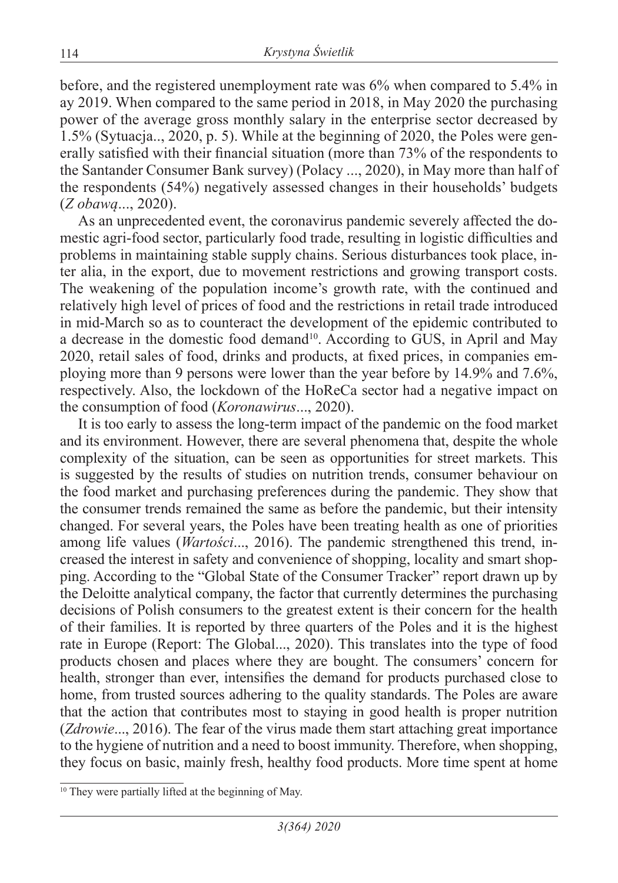before, and the registered unemployment rate was 6% when compared to 5.4% in ay 2019. When compared to the same period in 2018, in May 2020 the purchasing power of the average gross monthly salary in the enterprise sector decreased by 1.5% (Sytuacja.., 2020, p. 5). While at the beginning of 2020, the Poles were generally satisfied with their financial situation (more than 73% of the respondents to the Santander Consumer Bank survey) (Polacy ..., 2020), in May more than half of the respondents (54%) negatively assessed changes in their households' budgets (*Z obawą*..., 2020).

As an unprecedented event, the coronavirus pandemic severely affected the domestic agri-food sector, particularly food trade, resulting in logistic difficulties and problems in maintaining stable supply chains. Serious disturbances took place, inter alia, in the export, due to movement restrictions and growing transport costs. The weakening of the population income's growth rate, with the continued and relatively high level of prices of food and the restrictions in retail trade introduced in mid-March so as to counteract the development of the epidemic contributed to a decrease in the domestic food demand[10]. According to GUS, in April and May 2020, retail sales of food, drinks and products, at fixed prices, in companies employing more than 9 persons were lower than the year before by 14.9% and 7.6%, respectively. Also, the lockdown of the HoReCa sector had a negative impact on the consumption of food (*Koronawirus*..., 2020).

It is too early to assess the long-term impact of the pandemic on the food market and its environment. However, there are several phenomena that, despite the whole complexity of the situation, can be seen as opportunities for street markets. This is suggested by the results of studies on nutrition trends, consumer behaviour on the food market and purchasing preferences during the pandemic. They show that the consumer trends remained the same as before the pandemic, but their intensity changed. For several years, the Poles have been treating health as one of priorities among life values (*Wartości*..., 2016). The pandemic strengthened this trend, increased the interest in safety and convenience of shopping, locality and smart shopping. According to the "Global State of the Consumer Tracker" report drawn up by the Deloitte analytical company, the factor that currently determines the purchasing decisions of Polish consumers to the greatest extent is their concern for the health of their families. It is reported by three quarters of the Poles and it is the highest rate in Europe (Report: The Global..., 2020). This translates into the type of food products chosen and places where they are bought. The consumers' concern for health, stronger than ever, intensifies the demand for products purchased close to home, from trusted sources adhering to the quality standards. The Poles are aware that the action that contributes most to staying in good health is proper nutrition (*Zdrowie*..., 2016). The fear of the virus made them start attaching great importance to the hygiene of nutrition and a need to boost immunity. Therefore, when shopping, they focus on basic, mainly fresh, healthy food products. More time spent at home

[10] They were partially lifted at the beginning of May.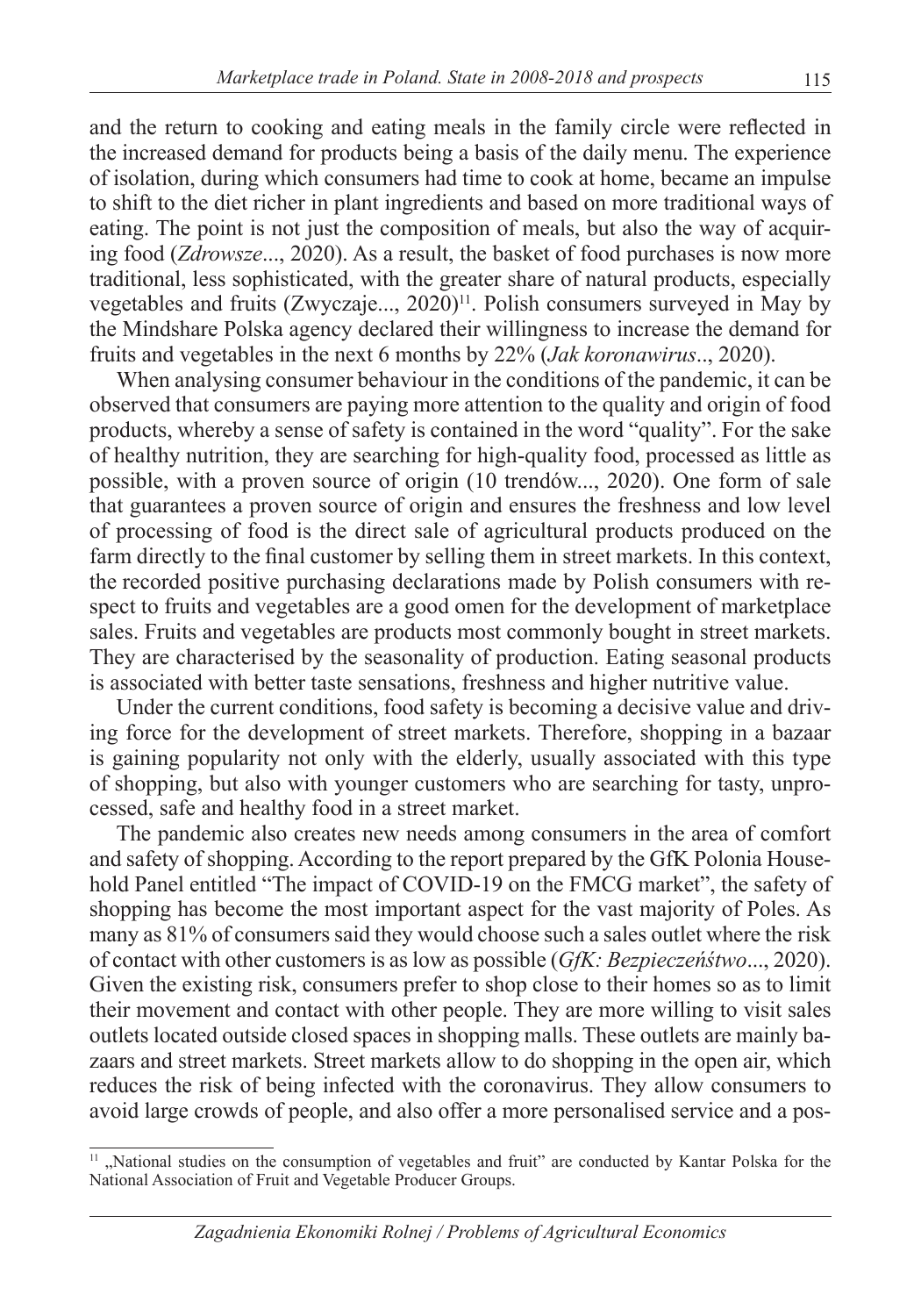and the return to cooking and eating meals in the family circle were reflected in the increased demand for products being a basis of the daily menu. The experience of isolation, during which consumers had time to cook at home, became an impulse to shift to the diet richer in plant ingredients and based on more traditional ways of eating. The point is not just the composition of meals, but also the way of acquiring food (*Zdrowsze*..., 2020). As a result, the basket of food purchases is now more traditional, less sophisticated, with the greater share of natural products, especially vegetables and fruits (Zwyczaje..., 2020)[11]. Polish consumers surveyed in May by the Mindshare Polska agency declared their willingness to increase the demand for fruits and vegetables in the next 6 months by 22% (*Jak koronawirus*.., 2020).

When analysing consumer behaviour in the conditions of the pandemic, it can be observed that consumers are paying more attention to the quality and origin of food products, whereby a sense of safety is contained in the word "quality". For the sake of healthy nutrition, they are searching for high-quality food, processed as little as possible, with a proven source of origin (10 trendów..., 2020). One form of sale that guarantees a proven source of origin and ensures the freshness and low level of processing of food is the direct sale of agricultural products produced on the farm directly to the final customer by selling them in street markets. In this context, the recorded positive purchasing declarations made by Polish consumers with respect to fruits and vegetables are a good omen for the development of marketplace sales. Fruits and vegetables are products most commonly bought in street markets. They are characterised by the seasonality of production. Eating seasonal products is associated with better taste sensations, freshness and higher nutritive value.

Under the current conditions, food safety is becoming a decisive value and driving force for the development of street markets. Therefore, shopping in a bazaar is gaining popularity not only with the elderly, usually associated with this type of shopping, but also with younger customers who are searching for tasty, unprocessed, safe and healthy food in a street market.

The pandemic also creates new needs among consumers in the area of comfort and safety of shopping. According to the report prepared by the GfK Polonia Household Panel entitled "The impact of COVID-19 on the FMCG market", the safety of shopping has become the most important aspect for the vast majority of Poles. As many as 81% of consumers said they would choose such a sales outlet where the risk of contact with other customers is as low as possible (*GfK: Bezpieczeństwo*..., 2020). Given the existing risk, consumers prefer to shop close to their homes so as to limit their movement and contact with other people. They are more willing to visit sales outlets located outside closed spaces in shopping malls. These outlets are mainly bazaars and street markets. Street markets allow to do shopping in the open air, which reduces the risk of being infected with the coronavirus. They allow consumers to avoid large crowds of people, and also offer a more personalised service and a pos-

[11] „National studies on the consumption of vegetables and fruit" are conducted by Kantar Polska for the National Association of Fruit and Vegetable Producer Groups.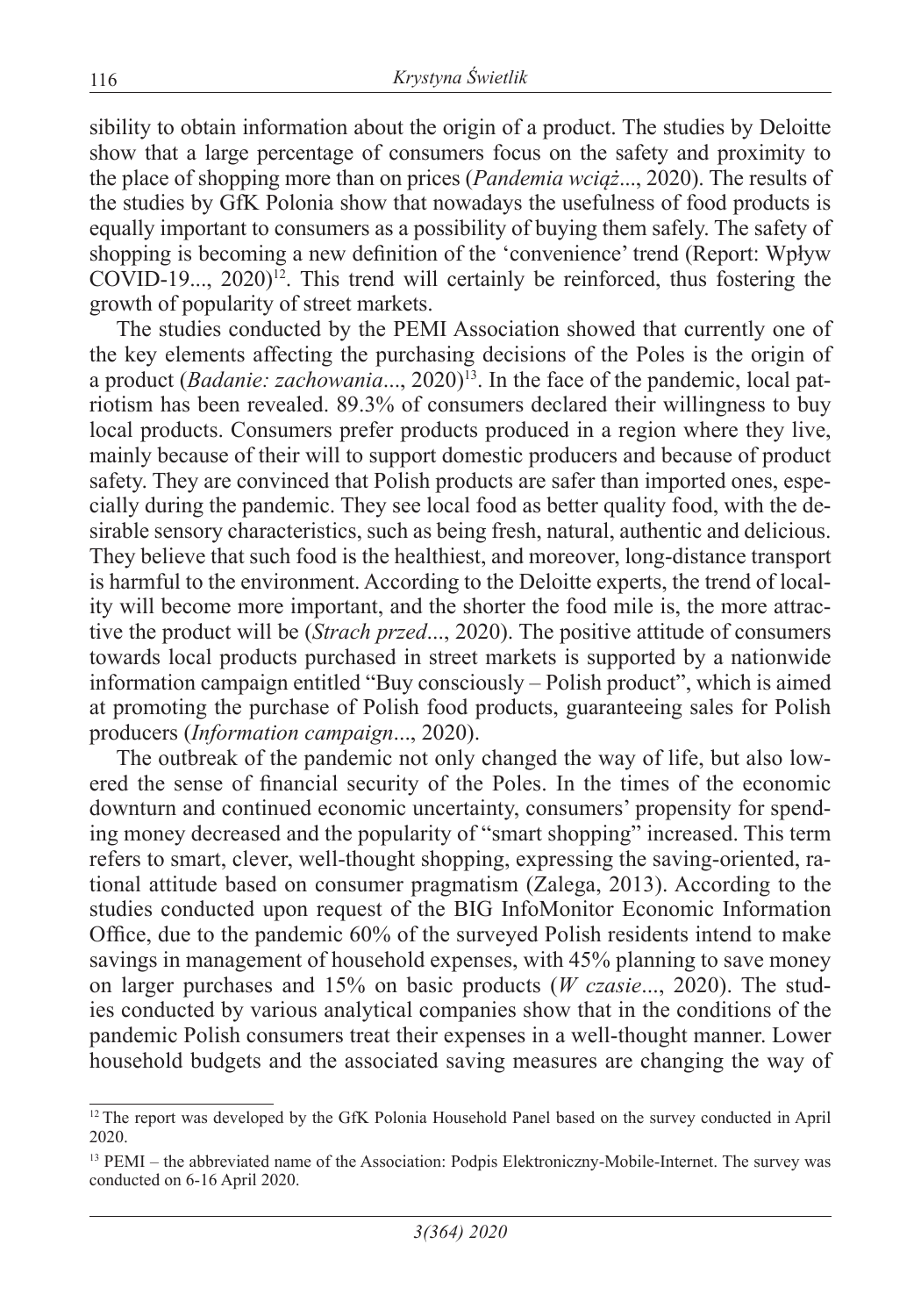sibility to obtain information about the origin of a product. The studies by Deloitte show that a large percentage of consumers focus on the safety and proximity to the place of shopping more than on prices (*Pandemia wciąż*..., 2020). The results of the studies by GfK Polonia show that nowadays the usefulness of food products is equally important to consumers as a possibility of buying them safely. The safety of shopping is becoming a new definition of the 'convenience' trend (Report: Wpływ COVID-19..., 2020)[12]. This trend will certainly be reinforced, thus fostering the growth of popularity of street markets.

The studies conducted by the PEMI Association showed that currently one of the key elements affecting the purchasing decisions of the Poles is the origin of a product (*Badanie: zachowania*..., 2020)[13]. In the face of the pandemic, local patriotism has been revealed. 89.3% of consumers declared their willingness to buy local products. Consumers prefer products produced in a region where they live, mainly because of their will to support domestic producers and because of product safety. They are convinced that Polish products are safer than imported ones, especially during the pandemic. They see local food as better quality food, with the desirable sensory characteristics, such as being fresh, natural, authentic and delicious. They believe that such food is the healthiest, and moreover, long-distance transport is harmful to the environment. According to the Deloitte experts, the trend of locality will become more important, and the shorter the food mile is, the more attractive the product will be (*Strach przed*..., 2020). The positive attitude of consumers towards local products purchased in street markets is supported by a nationwide information campaign entitled "Buy consciously – Polish product", which is aimed at promoting the purchase of Polish food products, guaranteeing sales for Polish producers (*Information campaign*..., 2020).

The outbreak of the pandemic not only changed the way of life, but also lowered the sense of financial security of the Poles. In the times of the economic downturn and continued economic uncertainty, consumers' propensity for spending money decreased and the popularity of "smart shopping" increased. This term refers to smart, clever, well-thought shopping, expressing the saving-oriented, rational attitude based on consumer pragmatism (Zalega, 2013). According to the studies conducted upon request of the BIG InfoMonitor Economic Information Office, due to the pandemic 60% of the surveyed Polish residents intend to make savings in management of household expenses, with 45% planning to save money on larger purchases and 15% on basic products (*W czasie*..., 2020). The studies conducted by various analytical companies show that in the conditions of the pandemic Polish consumers treat their expenses in a well-thought manner. Lower household budgets and the associated saving measures are changing the way of

---

[12] The report was developed by the GfK Polonia Household Panel based on the survey conducted in April 2020.

[13] PEMI – the abbreviated name of the Association: Podpis Elektroniczny-Mobile-Internet. The survey was conducted on 6-16 April 2020.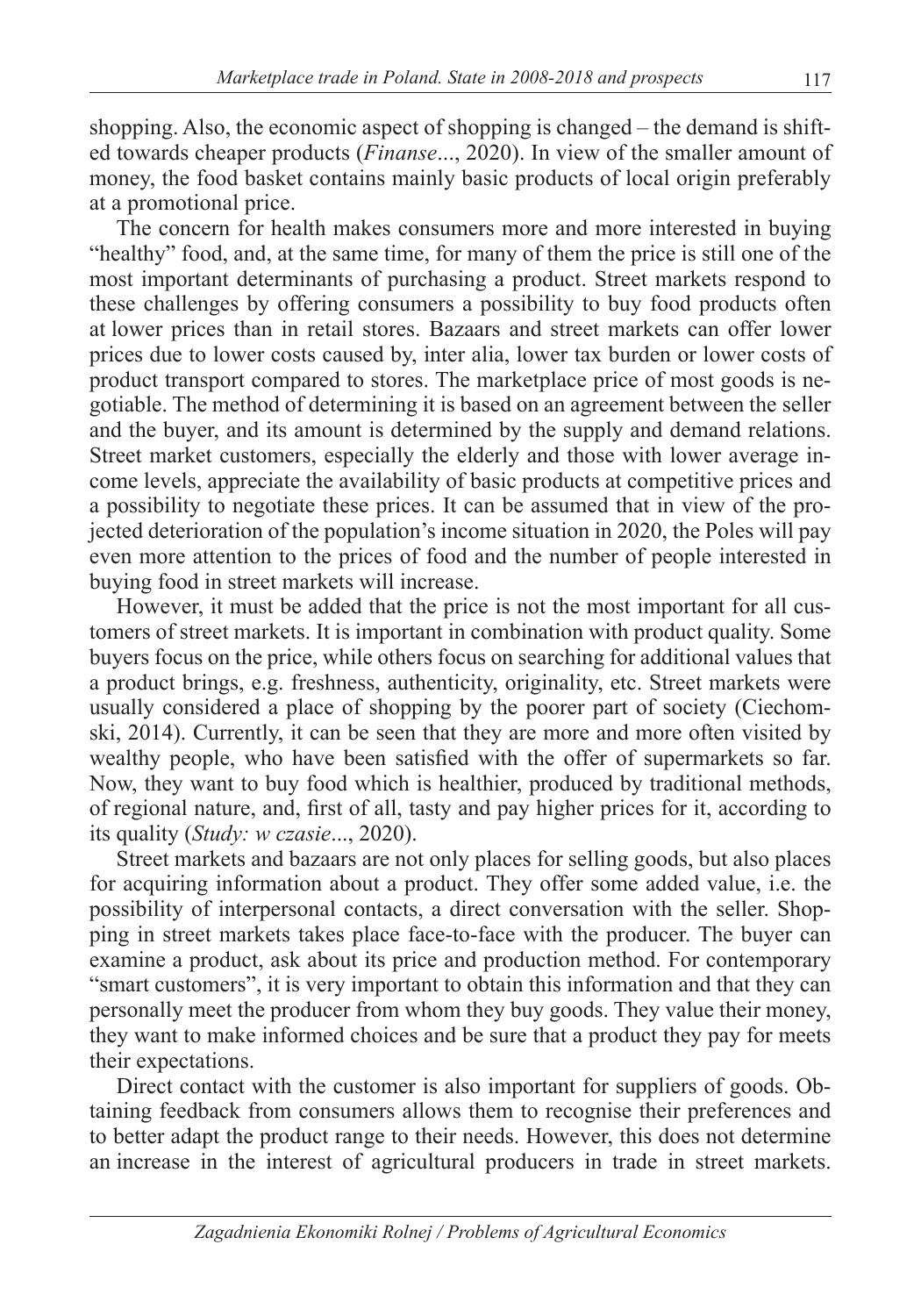shopping. Also, the economic aspect of shopping is changed – the demand is shifted towards cheaper products (*Finanse*..., 2020). In view of the smaller amount of money, the food basket contains mainly basic products of local origin preferably at a promotional price.

The concern for health makes consumers more and more interested in buying "healthy" food, and, at the same time, for many of them the price is still one of the most important determinants of purchasing a product. Street markets respond to these challenges by offering consumers a possibility to buy food products often at lower prices than in retail stores. Bazaars and street markets can offer lower prices due to lower costs caused by, inter alia, lower tax burden or lower costs of product transport compared to stores. The marketplace price of most goods is negotiable. The method of determining it is based on an agreement between the seller and the buyer, and its amount is determined by the supply and demand relations. Street market customers, especially the elderly and those with lower average income levels, appreciate the availability of basic products at competitive prices and a possibility to negotiate these prices. It can be assumed that in view of the projected deterioration of the population's income situation in 2020, the Poles will pay even more attention to the prices of food and the number of people interested in buying food in street markets will increase.

However, it must be added that the price is not the most important for all customers of street markets. It is important in combination with product quality. Some buyers focus on the price, while others focus on searching for additional values that a product brings, e.g. freshness, authenticity, originality, etc. Street markets were usually considered a place of shopping by the poorer part of society (Ciechomski, 2014). Currently, it can be seen that they are more and more often visited by wealthy people, who have been satisfied with the offer of supermarkets so far. Now, they want to buy food which is healthier, produced by traditional methods, of regional nature, and, first of all, tasty and pay higher prices for it, according to its quality (*Study: w czasie*..., 2020).

Street markets and bazaars are not only places for selling goods, but also places for acquiring information about a product. They offer some added value, i.e. the possibility of interpersonal contacts, a direct conversation with the seller. Shopping in street markets takes place face-to-face with the producer. The buyer can examine a product, ask about its price and production method. For contemporary "smart customers", it is very important to obtain this information and that they can personally meet the producer from whom they buy goods. They value their money, they want to make informed choices and be sure that a product they pay for meets their expectations.

Direct contact with the customer is also important for suppliers of goods. Obtaining feedback from consumers allows them to recognise their preferences and to better adapt the product range to their needs. However, this does not determine an increase in the interest of agricultural producers in trade in street markets.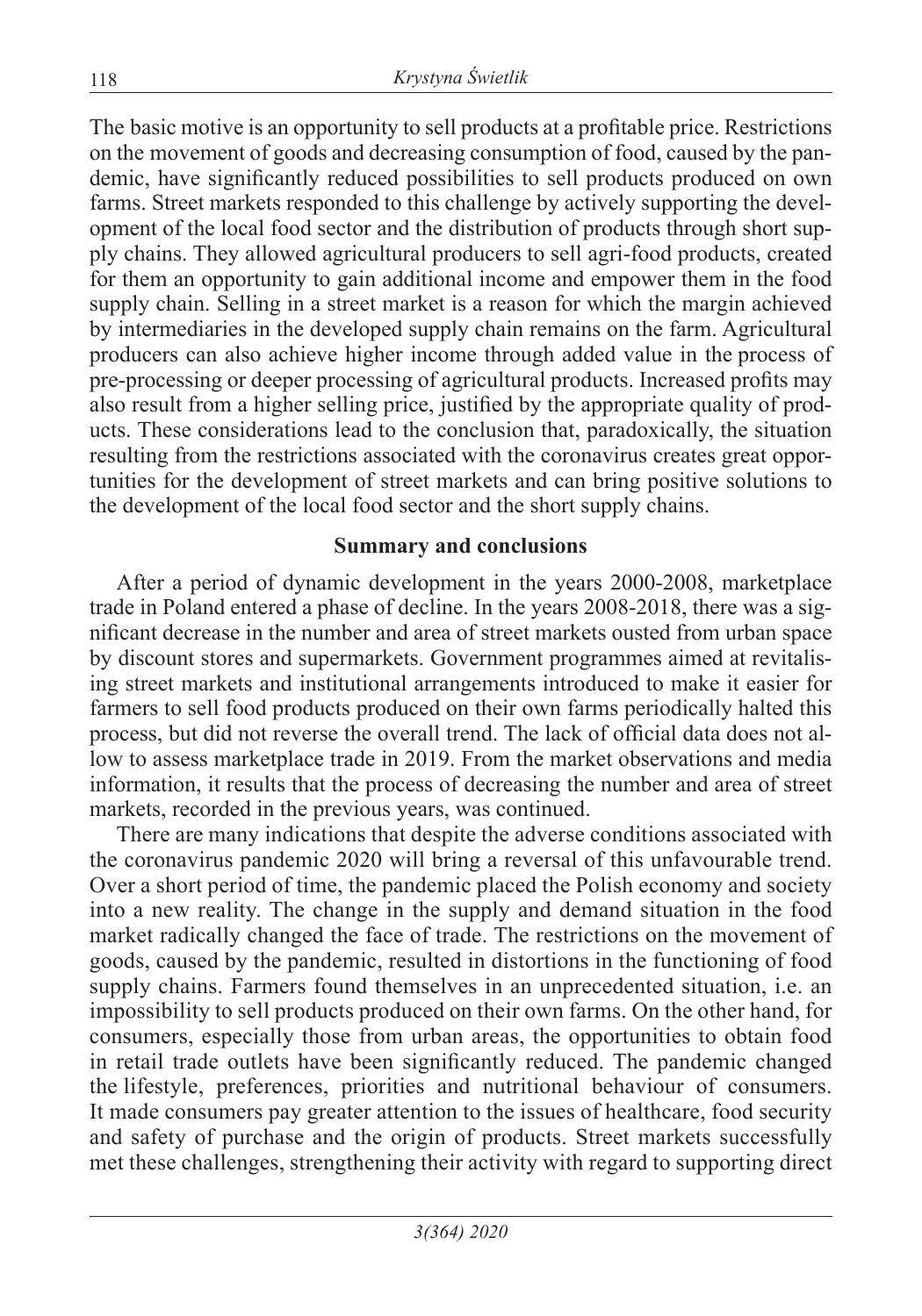The basic motive is an opportunity to sell products at a profitable price. Restrictions on the movement of goods and decreasing consumption of food, caused by the pandemic, have significantly reduced possibilities to sell products produced on own farms. Street markets responded to this challenge by actively supporting the development of the local food sector and the distribution of products through short supply chains. They allowed agricultural producers to sell agri-food products, created for them an opportunity to gain additional income and empower them in the food supply chain. Selling in a street market is a reason for which the margin achieved by intermediaries in the developed supply chain remains on the farm. Agricultural producers can also achieve higher income through added value in the process of pre-processing or deeper processing of agricultural products. Increased profits may also result from a higher selling price, justified by the appropriate quality of products. These considerations lead to the conclusion that, paradoxically, the situation resulting from the restrictions associated with the coronavirus creates great opportunities for the development of street markets and can bring positive solutions to the development of the local food sector and the short supply chains.

## Summary and conclusions

After a period of dynamic development in the years 2000-2008, marketplace trade in Poland entered a phase of decline. In the years 2008-2018, there was a significant decrease in the number and area of street markets ousted from urban space by discount stores and supermarkets. Government programmes aimed at revitalising street markets and institutional arrangements introduced to make it easier for farmers to sell food products produced on their own farms periodically halted this process, but did not reverse the overall trend. The lack of official data does not allow to assess marketplace trade in 2019. From the market observations and media information, it results that the process of decreasing the number and area of street markets, recorded in the previous years, was continued.

There are many indications that despite the adverse conditions associated with the coronavirus pandemic 2020 will bring a reversal of this unfavourable trend. Over a short period of time, the pandemic placed the Polish economy and society into a new reality. The change in the supply and demand situation in the food market radically changed the face of trade. The restrictions on the movement of goods, caused by the pandemic, resulted in distortions in the functioning of food supply chains. Farmers found themselves in an unprecedented situation, i.e. an impossibility to sell products produced on their own farms. On the other hand, for consumers, especially those from urban areas, the opportunities to obtain food in retail trade outlets have been significantly reduced. The pandemic changed the lifestyle, preferences, priorities and nutritional behaviour of consumers. It made consumers pay greater attention to the issues of healthcare, food security and safety of purchase and the origin of products. Street markets successfully met these challenges, strengthening their activity with regard to supporting direct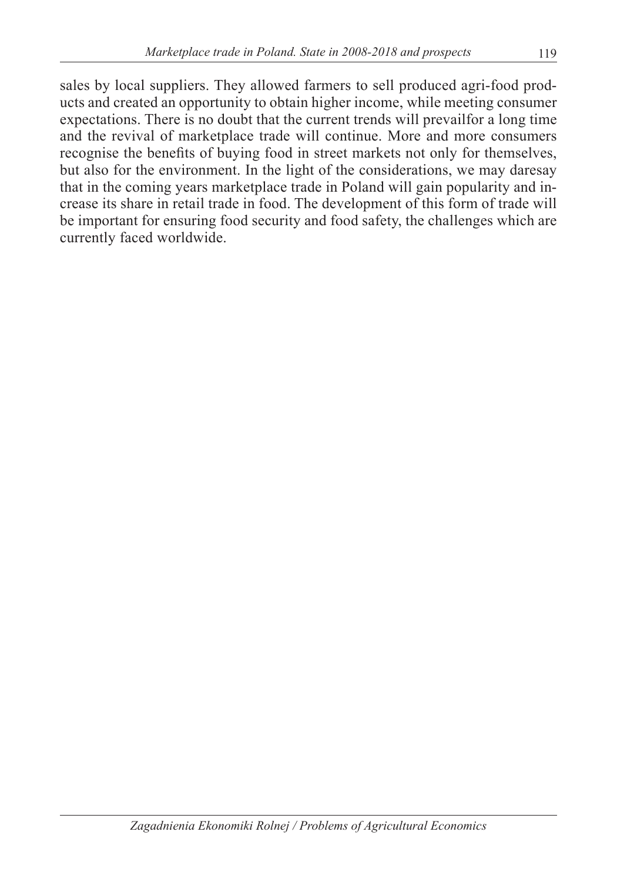sales by local suppliers. They allowed farmers to sell produced agri-food products and created an opportunity to obtain higher income, while meeting consumer expectations. There is no doubt that the current trends will prevailfor a long time and the revival of marketplace trade will continue. More and more consumers recognise the benefits of buying food in street markets not only for themselves, but also for the environment. In the light of the considerations, we may daresay that in the coming years marketplace trade in Poland will gain popularity and increase its share in retail trade in food. The development of this form of trade will be important for ensuring food security and food safety, the challenges which are currently faced worldwide.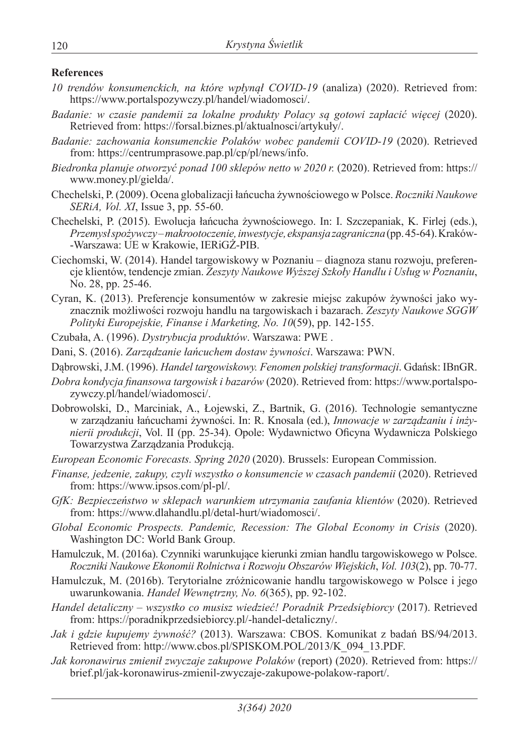**References**

*10 trendów konsumenckich, na które wpłynął COVID-19* (analiza) (2020). Retrieved from: https://www.portalspozywczy.pl/handel/wiadomosci/.

*Badanie: w czasie pandemii za lokalne produkty Polacy są gotowi zapłacić więcej* (2020). Retrieved from: https://forsal.biznes.pl/aktualnosci/artykuły/.

*Badanie: zachowania konsumenckie Polaków wobec pandemii COVID-19* (2020). Retrieved from: https://centrumprasowe.pap.pl/cp/pl/news/info.

*Biedronka planuje otworzyć ponad 100 sklepów netto w 2020 r.* (2020). Retrieved from: https://www.money.pl/gielda/.

Chechelski, P. (2009). Ocena globalizacji łańcucha żywnościowego w Polsce. *Roczniki Naukowe SERiA, Vol. XI*, Issue 3, pp. 55-60.

Chechelski, P. (2015). Ewolucja łańcucha żywnościowego. In: I. Szczepaniak, K. Firlej (eds.), *Przemysł spożywczy – makrootoczenie, inwestycje, ekspansja zagraniczna* (pp. 45-64). Kraków--Warszawa: UE w Krakowie, IERiGŻ-PIB.

Ciechomski, W. (2014). Handel targowiskowy w Poznaniu – diagnoza stanu rozwoju, preferencje klientów, tendencje zmian. *Zeszyty Naukowe Wyższej Szkoły Handlu i Usług w Poznaniu*, No. 28, pp. 25-46.

Cyran, K. (2013). Preferencje konsumentów w zakresie miejsc zakupów żywności jako wyznacznik możliwości rozwoju handlu na targowiskach i bazarach. *Zeszyty Naukowe SGGW Polityki Europejskie, Finanse i Marketing, No. 10*(59), pp. 142-155.

Czubała, A. (1996). *Dystrybucja produktów*. Warszawa: PWE .

Dani, S. (2016). *Zarządzanie łańcuchem dostaw żywności*. Warszawa: PWN.

Dąbrowski, J.M. (1996). *Handel targowiskowy. Fenomen polskiej transformacji*. Gdańsk: IBnGR.

*Dobra kondycja finansowa targowisk i bazarów* (2020). Retrieved from: https://www.portalspozywczy.pl/handel/wiadomosci/.

Dobrowolski, D., Marciniak, A., Łojewski, Z., Bartnik, G. (2016). Technologie semantyczne w zarządzaniu łańcuchami żywności. In: R. Knosala (ed.), *Innowacje w zarządzaniu i inżynierii produkcji*, Vol. II (pp. 25-34). Opole: Wydawnictwo Oficyna Wydawnicza Polskiego Towarzystwa Zarządzania Produkcją.

*European Economic Forecasts. Spring 2020* (2020). Brussels: European Commission.

*Finanse, jedzenie, zakupy, czyli wszystko o konsumencie w czasach pandemii* (2020). Retrieved from: https://www.ipsos.com/pl-pl/.

*GfK: Bezpieczeństwo w sklepach warunkiem utrzymania zaufania klientów* (2020). Retrieved from: https://www.dlahandlu.pl/detal-hurt/wiadomosci/.

*Global Economic Prospects. Pandemic, Recession: The Global Economy in Crisis* (2020). Washington DC: World Bank Group.

Hamulczuk, M. (2016a). Czynniki warunkujące kierunki zmian handlu targowiskowego w Polsce. *Roczniki Naukowe Ekonomii Rolnictwa i Rozwoju Obszarów Wiejskich*, *Vol. 103*(2), pp. 70-77.

Hamulczuk, M. (2016b). Terytorialne zróżnicowanie handlu targowiskowego w Polsce i jego uwarunkowania. *Handel Wewnętrzny, No. 6*(365), pp. 92-102.

*Handel detaliczny – wszystko co musisz wiedzieć! Poradnik Przedsiębiorcy* (2017). Retrieved from: https://poradnikprzedsiebiorcy.pl/-handel-detaliczny/.

*Jak i gdzie kupujemy żywność?* (2013). Warszawa: CBOS. Komunikat z badań BS/94/2013. Retrieved from: http://www.cbos.pl/SPISKOM.POL/2013/K_094_13.PDF.

*Jak koronawirus zmienił zwyczaje zakupowe Polaków* (report) (2020). Retrieved from: https://brief.pl/jak-koronawirus-zmienil-zwyczaje-zakupowe-polakow-raport/.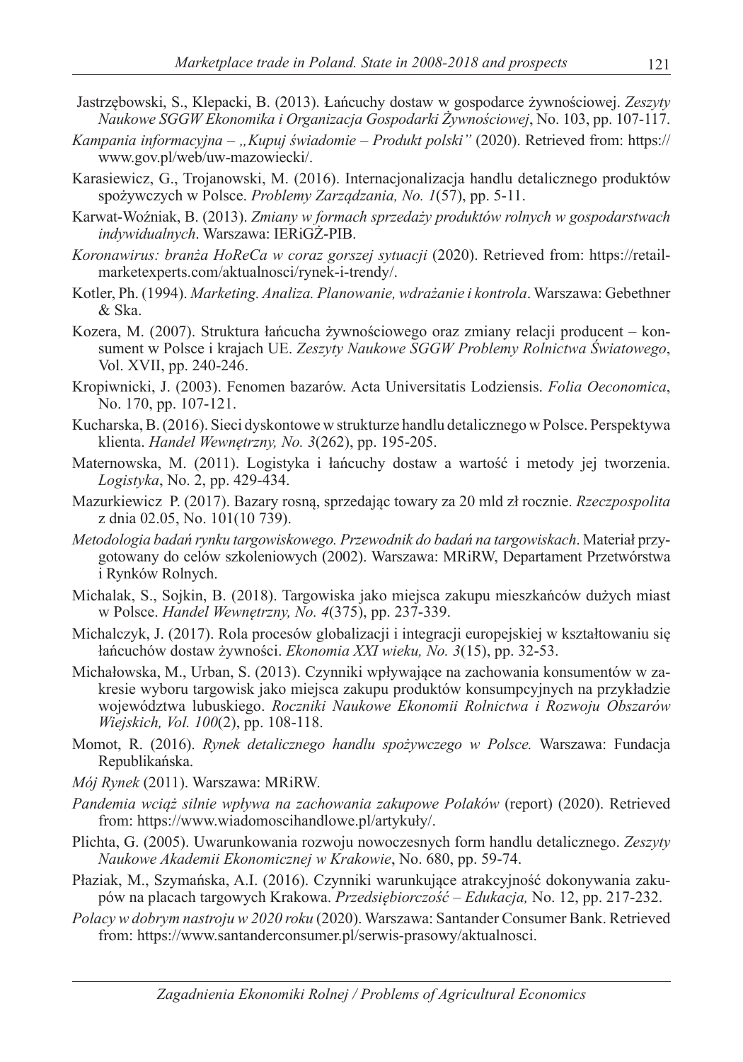Jastrzębowski, S., Klepacki, B. (2013). Łańcuchy dostaw w gospodarce żywnościowej. *Zeszyty Naukowe SGGW Ekonomika i Organizacja Gospodarki Żywnościowej*, No. 103, pp. 107-117.

*Kampania informacyjna – „Kupuj świadomie – Produkt polski"* (2020). Retrieved from: https://www.gov.pl/web/uw-mazowiecki/.

Karasiewicz, G., Trojanowski, M. (2016). Internacjonalizacja handlu detalicznego produktów spożywczych w Polsce. *Problemy Zarządzania, No. 1*(57), pp. 5-11.

Karwat-Woźniak, B. (2013). *Zmiany w formach sprzedaży produktów rolnych w gospodarstwach indywidualnych*. Warszawa: IERiGŻ-PIB.

*Koronawirus: branża HoReCa w coraz gorszej sytuacji* (2020). Retrieved from: https://retail-marketexperts.com/aktualnosci/rynek-i-trendy/.

Kotler, Ph. (1994). *Marketing. Analiza. Planowanie, wdrażanie i kontrola*. Warszawa: Gebethner & Ska.

Kozera, M. (2007). Struktura łańcucha żywnościowego oraz zmiany relacji producent – konsument w Polsce i krajach UE. *Zeszyty Naukowe SGGW Problemy Rolnictwa Światowego*, Vol. XVII, pp. 240-246.

Kropiwnicki, J. (2003). Fenomen bazarów. Acta Universitatis Lodziensis. *Folia Oeconomica*, No. 170, pp. 107-121.

Kucharska, B. (2016). Sieci dyskontowe w strukturze handlu detalicznego w Polsce. Perspektywa klienta. *Handel Wewnętrzny, No. 3*(262), pp. 195-205.

Maternowska, M. (2011). Logistyka i łańcuchy dostaw a wartość i metody jej tworzenia. *Logistyka*, No. 2, pp. 429-434.

Mazurkiewicz P. (2017). Bazary rosną, sprzedając towary za 20 mld zł rocznie. *Rzeczpospolita* z dnia 02.05, No. 101(10 739).

*Metodologia badań rynku targowiskowego. Przewodnik do badań na targowiskach*. Materiał przygotowany do celów szkoleniowych (2002). Warszawa: MRiRW, Departament Przetwórstwa i Rynków Rolnych.

Michalak, S., Sojkin, B. (2018). Targowiska jako miejsca zakupu mieszkańców dużych miast w Polsce. *Handel Wewnętrzny, No. 4*(375), pp. 237-339.

Michalczyk, J. (2017). Rola procesów globalizacji i integracji europejskiej w kształtowaniu się łańcuchów dostaw żywności. *Ekonomia XXI wieku, No. 3*(15), pp. 32-53.

Michałowska, M., Urban, S. (2013). Czynniki wpływające na zachowania konsumentów w zakresie wyboru targowisk jako miejsca zakupu produktów konsumpcyjnych na przykładzie województwa lubuskiego. *Roczniki Naukowe Ekonomii Rolnictwa i Rozwoju Obszarów Wiejskich, Vol. 100*(2), pp. 108-118.

Momot, R. (2016). *Rynek detalicznego handlu spożywczego w Polsce.* Warszawa: Fundacja Republikańska.

*Mój Rynek* (2011). Warszawa: MRiRW.

*Pandemia wciąż silnie wpływa na zachowania zakupowe Polaków* (report) (2020). Retrieved from: https://www.wiadomoscihandlowe.pl/artykuły/.

Plichta, G. (2005). Uwarunkowania rozwoju nowoczesnych form handlu detalicznego. *Zeszyty Naukowe Akademii Ekonomicznej w Krakowie*, No. 680, pp. 59-74.

Płaziak, M., Szymańska, A.I. (2016). Czynniki warunkujące atrakcyjność dokonywania zakupów na placach targowych Krakowa. *Przedsiębiorczość – Edukacja,* No. 12, pp. 217-232.

*Polacy w dobrym nastroju w 2020 roku* (2020). Warszawa: Santander Consumer Bank. Retrieved from: https://www.santanderconsumer.pl/serwis-prasowy/aktualnosci.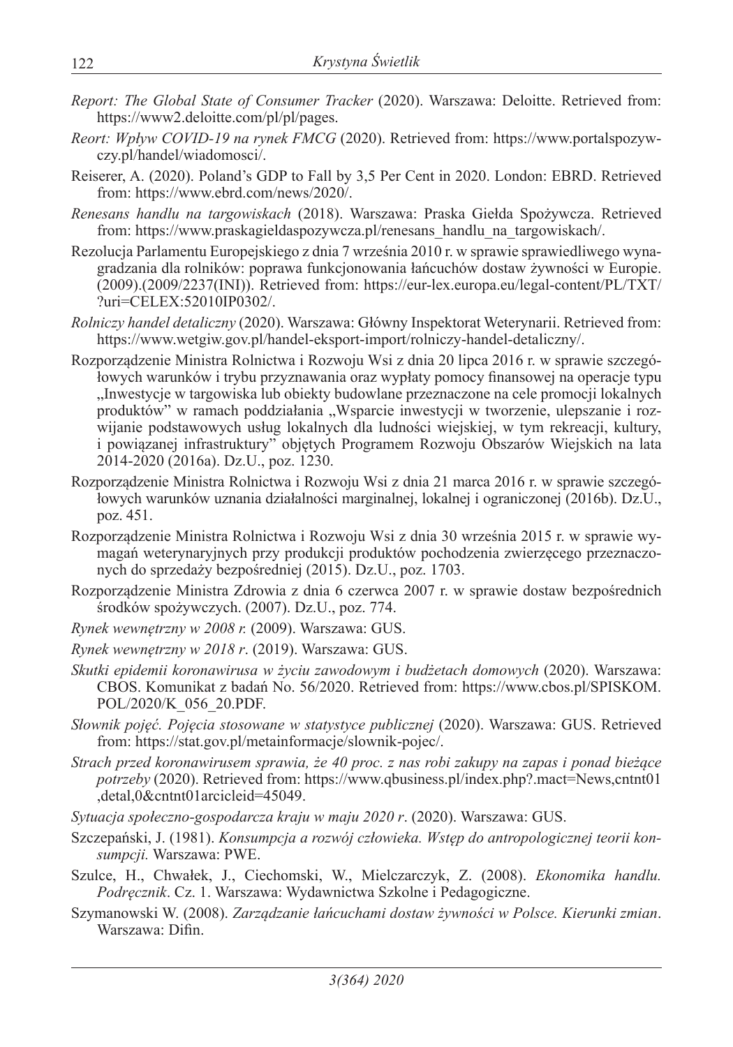*Report: The Global State of Consumer Tracker* (2020). Warszawa: Deloitte. Retrieved from: https://www2.deloitte.com/pl/pl/pages.

*Reort: Wpływ COVID-19 na rynek FMCG* (2020). Retrieved from: https://www.portalspozywczy.pl/handel/wiadomosci/.

Reiserer, A. (2020). Poland's GDP to Fall by 3,5 Per Cent in 2020. London: EBRD. Retrieved from: https://www.ebrd.com/news/2020/.

*Renesans handlu na targowiskach* (2018). Warszawa: Praska Giełda Spożywcza. Retrieved from: https://www.praskagieldaspozywcza.pl/renesans_handlu_na_targowiskach/.

Rezolucja Parlamentu Europejskiego z dnia 7 września 2010 r. w sprawie sprawiedliwego wynagradzania dla rolników: poprawa funkcjonowania łańcuchów dostaw żywności w Europie. (2009).(2009/2237(INI)). Retrieved from: https://eur-lex.europa.eu/legal-content/PL/TXT/?uri=CELEX:52010IP0302/.

*Rolniczy handel detaliczny* (2020). Warszawa: Główny Inspektorat Weterynarii. Retrieved from: https://www.wetgiw.gov.pl/handel-eksport-import/rolniczy-handel-detaliczny/.

Rozporządzenie Ministra Rolnictwa i Rozwoju Wsi z dnia 20 lipca 2016 r. w sprawie szczegółowych warunków i trybu przyznawania oraz wypłaty pomocy finansowej na operacje typu „Inwestycje w targowiska lub obiekty budowlane przeznaczone na cele promocji lokalnych produktów" w ramach poddziałania „Wsparcie inwestycji w tworzenie, ulepszanie i rozwijanie podstawowych usług lokalnych dla ludności wiejskiej, w tym rekreacji, kultury, i powiązanej infrastruktury" objętych Programem Rozwoju Obszarów Wiejskich na lata 2014-2020 (2016a). Dz.U., poz. 1230.

Rozporządzenie Ministra Rolnictwa i Rozwoju Wsi z dnia 21 marca 2016 r. w sprawie szczegółowych warunków uznania działalności marginalnej, lokalnej i ograniczonej (2016b). Dz.U., poz. 451.

Rozporządzenie Ministra Rolnictwa i Rozwoju Wsi z dnia 30 września 2015 r. w sprawie wymagań weterynaryjnych przy produkcji produktów pochodzenia zwierzęcego przeznaczonych do sprzedaży bezpośredniej (2015). Dz.U., poz. 1703.

Rozporządzenie Ministra Zdrowia z dnia 6 czerwca 2007 r. w sprawie dostaw bezpośrednich środków spożywczych. (2007). Dz.U., poz. 774.

*Rynek wewnętrzny w 2008 r.* (2009). Warszawa: GUS.

*Rynek wewnętrzny w 2018 r*. (2019). Warszawa: GUS.

*Skutki epidemii koronawirusa w życiu zawodowym i budżetach domowych* (2020). Warszawa: CBOS. Komunikat z badań No. 56/2020. Retrieved from: https://www.cbos.pl/SPISKOM.POL/2020/K_056_20.PDF.

*Słownik pojęć. Pojęcia stosowane w statystyce publicznej* (2020). Warszawa: GUS. Retrieved from: https://stat.gov.pl/metainformacje/slownik-pojec/.

*Strach przed koronawirusem sprawia, że 40 proc. z nas robi zakupy na zapas i ponad bieżące potrzeby* (2020). Retrieved from: https://www.qbusiness.pl/index.php?.mact=News,cntnt01,detal,0&cntnt01arcicleid=45049.

*Sytuacja społeczno-gospodarcza kraju w maju 2020 r*. (2020). Warszawa: GUS.

Szczepański, J. (1981). *Konsumpcja a rozwój człowieka. Wstęp do antropologicznej teorii konsumpcji.* Warszawa: PWE.

Szulce, H., Chwałek, J., Ciechomski, W., Mielczarczyk, Z. (2008). *Ekonomika handlu. Podręcznik*. Cz. 1. Warszawa: Wydawnictwa Szkolne i Pedagogiczne.

Szymanowski W. (2008). *Zarządzanie łańcuchami dostaw żywności w Polsce. Kierunki zmian*. Warszawa: Difin.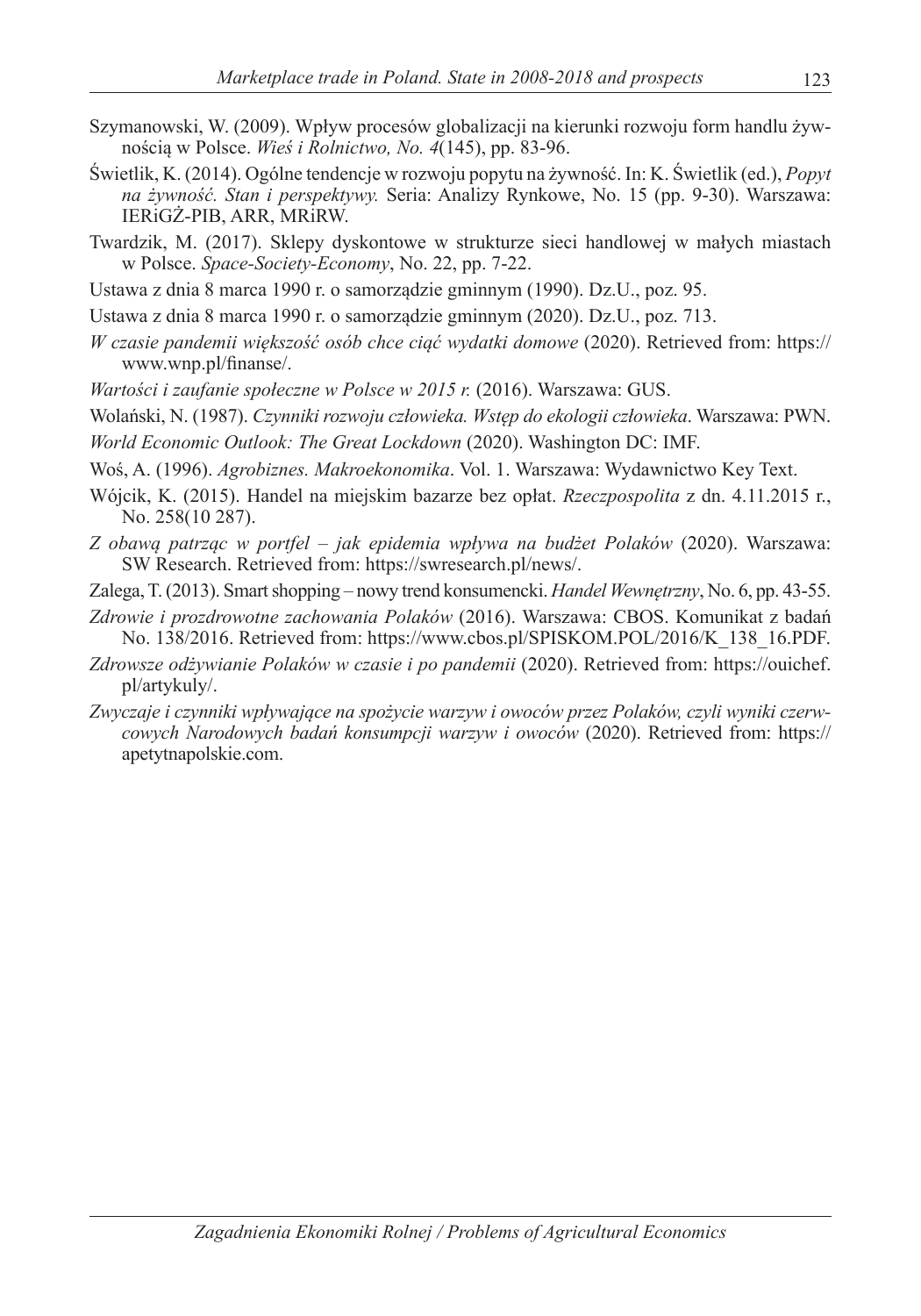Szymanowski, W. (2009). Wpływ procesów globalizacji na kierunki rozwoju form handlu żywnością w Polsce. *Wieś i Rolnictwo, No. 4*(145), pp. 83-96.

Świetlik, K. (2014). Ogólne tendencje w rozwoju popytu na żywność. In: K. Świetlik (ed.), *Popyt na żywność. Stan i perspektywy.* Seria: Analizy Rynkowe, No. 15 (pp. 9-30). Warszawa: IERiGŻ-PIB, ARR, MRiRW.

Twardzik, M. (2017). Sklepy dyskontowe w strukturze sieci handlowej w małych miastach w Polsce. *Space-Society-Economy*, No. 22, pp. 7-22.

Ustawa z dnia 8 marca 1990 r. o samorządzie gminnym (1990). Dz.U., poz. 95.

Ustawa z dnia 8 marca 1990 r. o samorządzie gminnym (2020). Dz.U., poz. 713.

*W czasie pandemii większość osób chce ciąć wydatki domowe* (2020). Retrieved from: https://www.wnp.pl/finanse/.

*Wartości i zaufanie społeczne w Polsce w 2015 r.* (2016). Warszawa: GUS.

Wolański, N. (1987). *Czynniki rozwoju człowieka. Wstęp do ekologii człowieka*. Warszawa: PWN.

*World Economic Outlook: The Great Lockdown* (2020). Washington DC: IMF.

Woś, A. (1996). *Agrobiznes. Makroekonomika*. Vol. 1. Warszawa: Wydawnictwo Key Text.

Wójcik, K. (2015). Handel na miejskim bazarze bez opłat. *Rzeczpospolita* z dn. 4.11.2015 r., No. 258(10 287).

*Z obawą patrząc w portfel – jak epidemia wpływa na budżet Polaków* (2020). Warszawa: SW Research. Retrieved from: https://swresearch.pl/news/.

Zalega, T. (2013). Smart shopping – nowy trend konsumencki. *Handel Wewnętrzny*, No. 6, pp. 43-55.

*Zdrowie i prozdrowotne zachowania Polaków* (2016). Warszawa: CBOS. Komunikat z badań No. 138/2016. Retrieved from: https://www.cbos.pl/SPISKOM.POL/2016/K_138_16.PDF.

*Zdrowsze odżywianie Polaków w czasie i po pandemii* (2020). Retrieved from: https://ouichef.pl/artykuly/.

*Zwyczaje i czynniki wpływające na spożycie warzyw i owoców przez Polaków, czyli wyniki czerwcowych Narodowych badań konsumpcji warzyw i owoców* (2020). Retrieved from: https://apetytnapolskie.com.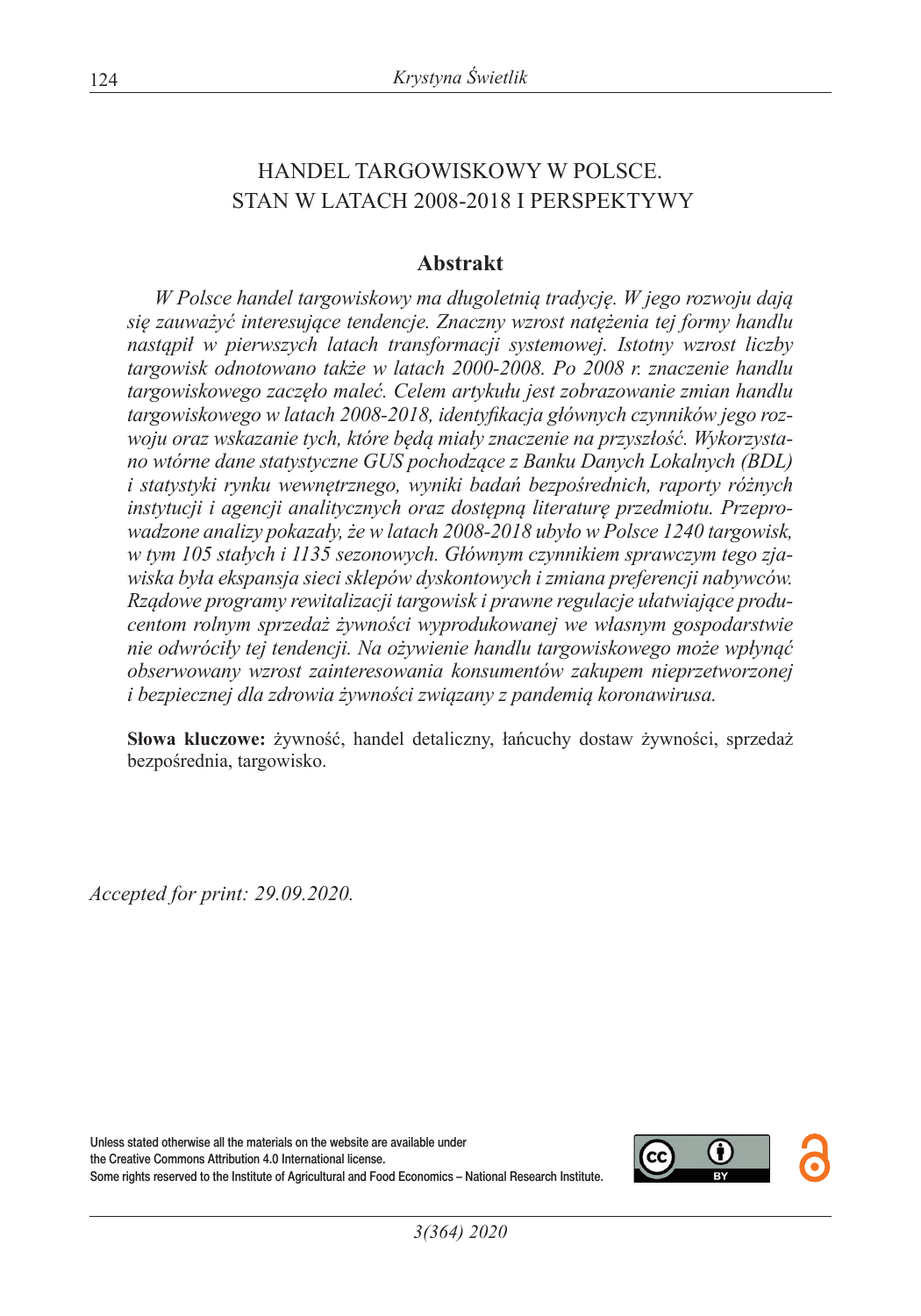# HANDEL TARGOWISKOWY W POLSCE. STAN W LATACH 2008-2018 I PERSPEKTYWY

## Abstrakt

*W Polsce handel targowiskowy ma długoletnią tradycję. W jego rozwoju dają się zauważyć interesujące tendencje. Znaczny wzrost natężenia tej formy handlu nastąpił w pierwszych latach transformacji systemowej. Istotny wzrost liczby targowisk odnotowano także w latach 2000-2008. Po 2008 r. znaczenie handlu targowiskowego zaczęło maleć. Celem artykułu jest zobrazowanie zmian handlu targowiskowego w latach 2008-2018, identyfikacja głównych czynników jego rozwoju oraz wskazanie tych, które będą miały znaczenie na przyszłość. Wykorzystano wtórne dane statystyczne GUS pochodzące z Banku Danych Lokalnych (BDL) i statystyki rynku wewnętrznego, wyniki badań bezpośrednich, raporty różnych instytucji i agencji analitycznych oraz dostępną literaturę przedmiotu. Przeprowadzone analizy pokazały, że w latach 2008-2018 ubyło w Polsce 1240 targowisk, w tym 105 stałych i 1135 sezonowych. Głównym czynnikiem sprawczym tego zjawiska była ekspansja sieci sklepów dyskontowych i zmiana preferencji nabywców. Rządowe programy rewitalizacji targowisk i prawne regulacje ułatwiające producentom rolnym sprzedaż żywności wyprodukowanej we własnym gospodarstwie nie odwróciły tej tendencji. Na ożywienie handlu targowiskowego może wpłynąć obserwowany wzrost zainteresowania konsumentów zakupem nieprzetworzonej i bezpiecznej dla zdrowia żywności związany z pandemią koronawirusa.*

**Słowa kluczowe:** żywność, handel detaliczny, łańcuchy dostaw żywności, sprzedaż bezpośrednia, targowisko.

*Accepted for print: 29.09.2020.*

Unless stated otherwise all the materials on the website are available under the Creative Commons Attribution 4.0 International license.
Some rights reserved to the Institute of Agricultural and Food Economics – National Research Institute.